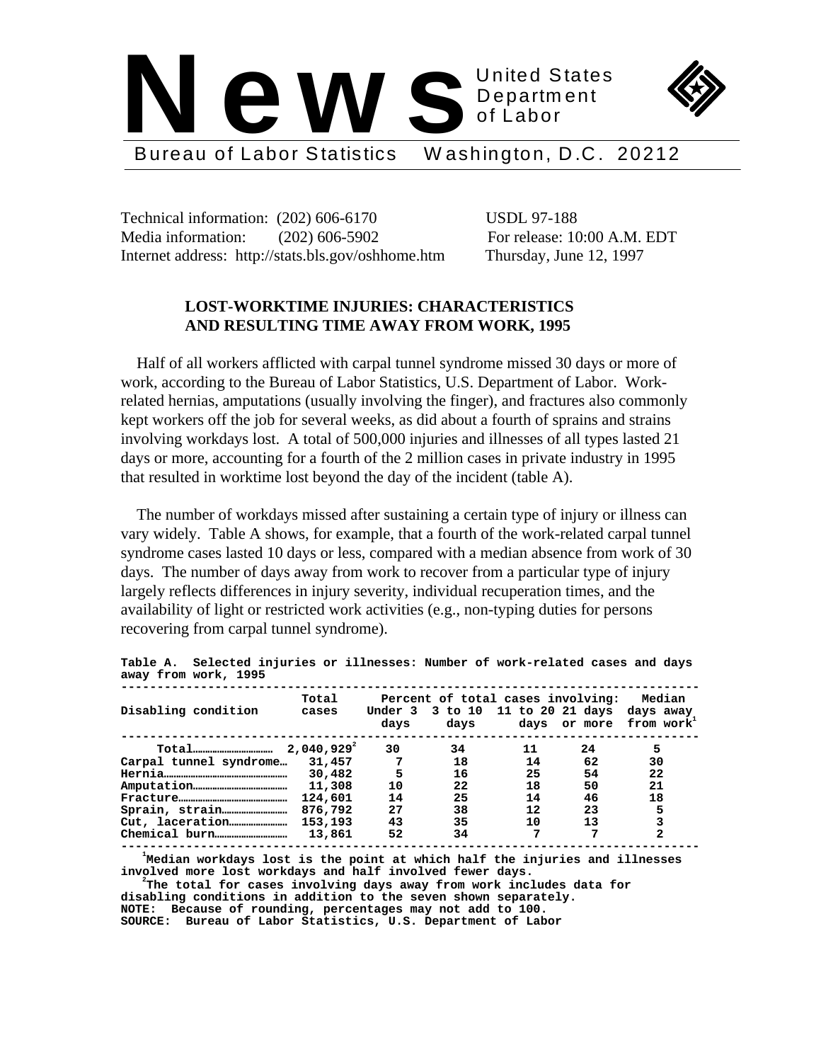# News

United States Department of Labor

Bureau of Labor Statistics Washington, D.C. 20212

Technical information: (202) 606-6170
Media information: (202) 606-5902
Internet address: http://stats.bls.gov/oshhome.htm

USDL 97-188
For release: 10:00 A.M. EDT
Thursday, June 12, 1997

## LOST-WORKTIME INJURIES: CHARACTERISTICS AND RESULTING TIME AWAY FROM WORK, 1995

Half of all workers afflicted with carpal tunnel syndrome missed 30 days or more of work, according to the Bureau of Labor Statistics, U.S. Department of Labor. Work-related hernias, amputations (usually involving the finger), and fractures also commonly kept workers off the job for several weeks, as did about a fourth of sprains and strains involving workdays lost. A total of 500,000 injuries and illnesses of all types lasted 21 days or more, accounting for a fourth of the 2 million cases in private industry in 1995 that resulted in worktime lost beyond the day of the incident (table A).

The number of workdays missed after sustaining a certain type of injury or illness can vary widely. Table A shows, for example, that a fourth of the work-related carpal tunnel syndrome cases lasted 10 days or less, compared with a median absence from work of 30 days. The number of days away from work to recover from a particular type of injury largely reflects differences in injury severity, individual recuperation times, and the availability of light or restricted work activities (e.g., non-typing duties for persons recovering from carpal tunnel syndrome).

**Table A. Selected injuries or illnesses: Number of work-related cases and days away from work, 1995**

| Disabling condition | Total cases | Percent of total cases involving: Under 3 days | 3 to 10 days | 11 to 20 days | 21 days or more | Median days away from work[1] |
|---|---|---|---|---|---|---|
| Total | 2,040,929[2] | 30 | 34 | 11 | 24 | 5 |
| Carpal tunnel syndrome | 31,457 | 7 | 18 | 14 | 62 | 30 |
| Hernia | 30,482 | 5 | 16 | 25 | 54 | 22 |
| Amputation | 11,308 | 10 | 22 | 18 | 50 | 21 |
| Fracture | 124,601 | 14 | 25 | 14 | 46 | 18 |
| Sprain, strain | 876,792 | 27 | 38 | 12 | 23 | 5 |
| Cut, laceration | 153,193 | 43 | 35 | 10 | 13 | 3 |
| Chemical burn | 13,861 | 52 | 34 | 7 | 7 | 2 |

[1] Median workdays lost is the point at which half the injuries and illnesses involved more lost workdays and half involved fewer days.
[2] The total for cases involving days away from work includes data for disabling conditions in addition to the seven shown separately.
NOTE: Because of rounding, percentages may not add to 100.
SOURCE: Bureau of Labor Statistics, U.S. Department of Labor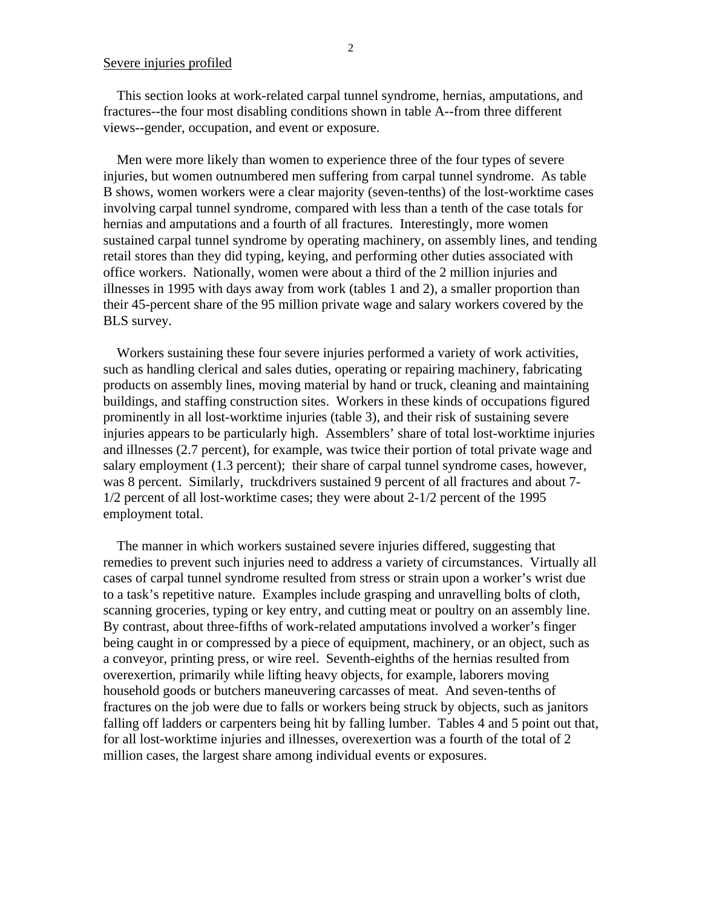Severe injuries profiled

This section looks at work-related carpal tunnel syndrome, hernias, amputations, and fractures--the four most disabling conditions shown in table A--from three different views--gender, occupation, and event or exposure.

Men were more likely than women to experience three of the four types of severe injuries, but women outnumbered men suffering from carpal tunnel syndrome. As table B shows, women workers were a clear majority (seven-tenths) of the lost-worktime cases involving carpal tunnel syndrome, compared with less than a tenth of the case totals for hernias and amputations and a fourth of all fractures. Interestingly, more women sustained carpal tunnel syndrome by operating machinery, on assembly lines, and tending retail stores than they did typing, keying, and performing other duties associated with office workers. Nationally, women were about a third of the 2 million injuries and illnesses in 1995 with days away from work (tables 1 and 2), a smaller proportion than their 45-percent share of the 95 million private wage and salary workers covered by the BLS survey.

Workers sustaining these four severe injuries performed a variety of work activities, such as handling clerical and sales duties, operating or repairing machinery, fabricating products on assembly lines, moving material by hand or truck, cleaning and maintaining buildings, and staffing construction sites. Workers in these kinds of occupations figured prominently in all lost-worktime injuries (table 3), and their risk of sustaining severe injuries appears to be particularly high. Assemblers' share of total lost-worktime injuries and illnesses (2.7 percent), for example, was twice their portion of total private wage and salary employment (1.3 percent); their share of carpal tunnel syndrome cases, however, was 8 percent. Similarly, truckdrivers sustained 9 percent of all fractures and about 7-1/2 percent of all lost-worktime cases; they were about 2-1/2 percent of the 1995 employment total.

The manner in which workers sustained severe injuries differed, suggesting that remedies to prevent such injuries need to address a variety of circumstances. Virtually all cases of carpal tunnel syndrome resulted from stress or strain upon a worker's wrist due to a task's repetitive nature. Examples include grasping and unravelling bolts of cloth, scanning groceries, typing or key entry, and cutting meat or poultry on an assembly line. By contrast, about three-fifths of work-related amputations involved a worker's finger being caught in or compressed by a piece of equipment, machinery, or an object, such as a conveyor, printing press, or wire reel. Seventh-eighths of the hernias resulted from overexertion, primarily while lifting heavy objects, for example, laborers moving household goods or butchers maneuvering carcasses of meat. And seven-tenths of fractures on the job were due to falls or workers being struck by objects, such as janitors falling off ladders or carpenters being hit by falling lumber. Tables 4 and 5 point out that, for all lost-worktime injuries and illnesses, overexertion was a fourth of the total of 2 million cases, the largest share among individual events or exposures.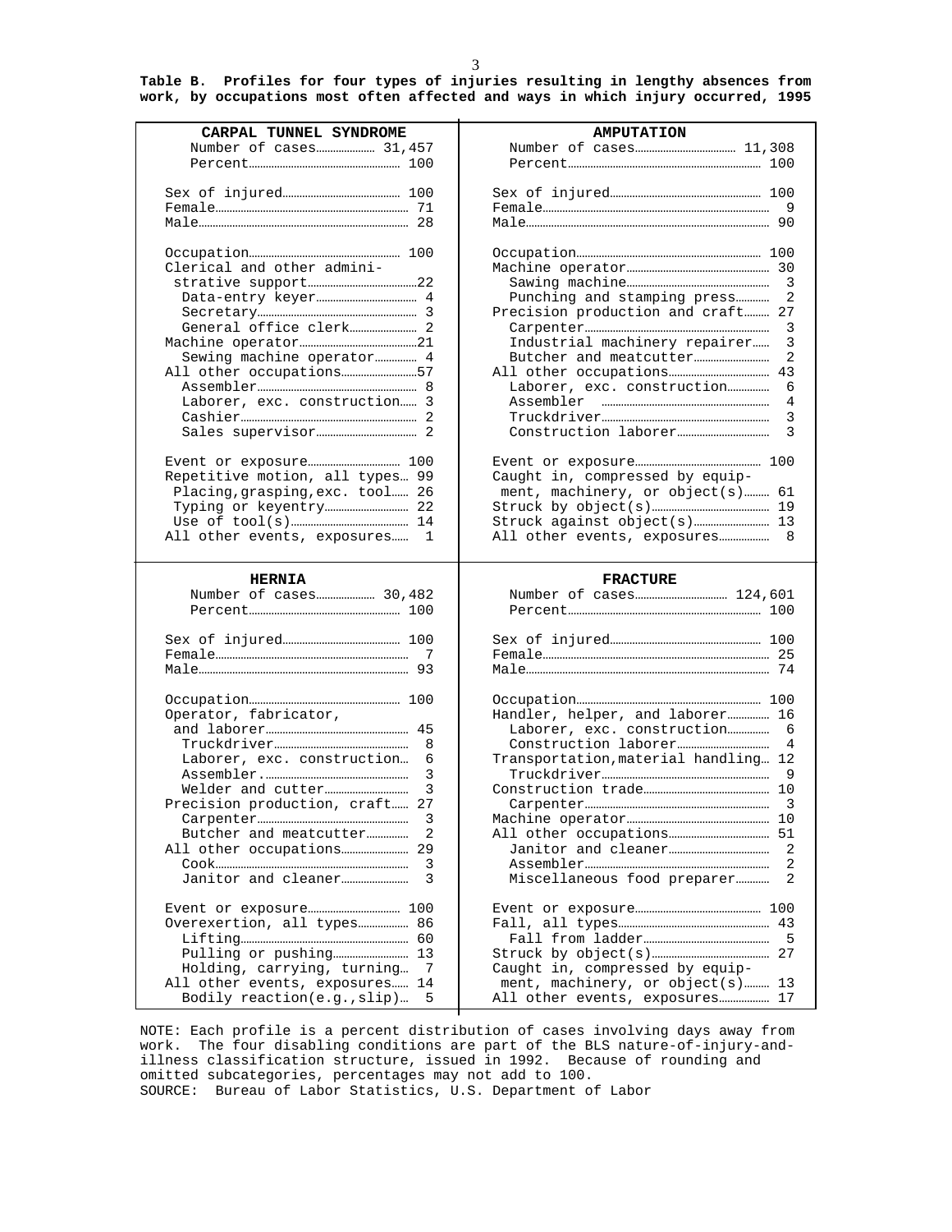**Table B. Profiles for four types of injuries resulting in lengthy absences from work, by occupations most often affected and ways in which injury occurred, 1995**

| CARPAL TUNNEL SYNDROME | | AMPUTATION | |
|---|---|---|---|
| Number of cases | 31,457 | Number of cases | 11,308 |
| Percent | 100 | Percent | 100 |
| | | | |
| Sex of injured | 100 | Sex of injured | 100 |
| Female | 71 | Female | 9 |
| Male | 28 | Male | 90 |
| | | | |
| Occupation | 100 | Occupation | 100 |
| Clerical and other administrative support | 22 | Machine operator | 30 |
| Data-entry keyer | 4 | Sawing machine | 3 |
| Secretary | 3 | Punching and stamping press | 2 |
| General office clerk | 2 | Precision production and craft | 27 |
| Machine operator | 21 | Carpenter | 3 |
| Sewing machine operator | 4 | Industrial machinery repairer | 3 |
| All other occupations | 57 | Butcher and meatcutter | 2 |
| Assembler | 8 | All other occupations | 43 |
| Laborer, exc. construction | 3 | Laborer, exc. construction | 6 |
| Cashier | 2 | Assembler | 4 |
| Sales supervisor | 2 | Truckdriver | 3 |
| | | Construction laborer | 3 |
| | | | |
| Event or exposure | 100 | Event or exposure | 100 |
| Repetitive motion, all types | 99 | Caught in, compressed by equipment, machinery, or object(s) | 61 |
| Placing, grasping, exc. tool | 26 | Struck by object(s) | 19 |
| Typing or keyentry | 22 | Struck against object(s) | 13 |
| Use of tool(s) | 14 | All other events, exposures | 8 |
| All other events, exposures | 1 | | |

| HERNIA | | FRACTURE | |
|---|---|---|---|
| Number of cases | 30,482 | Number of cases | 124,601 |
| Percent | 100 | Percent | 100 |
| | | | |
| Sex of injured | 100 | Sex of injured | 100 |
| Female | 7 | Female | 25 |
| Male | 93 | Male | 74 |
| | | | |
| Occupation | 100 | Occupation | 100 |
| Operator, fabricator, and laborer | 45 | Handler, helper, and laborer | 16 |
| Truckdriver | 8 | Laborer, exc. construction | 6 |
| Laborer, exc. construction | 6 | Construction laborer | 4 |
| Assembler. | 3 | Transportation, material handling | 12 |
| Welder and cutter | 3 | Truckdriver | 9 |
| Precision production, craft | 27 | Construction trade | 10 |
| Carpenter | 3 | Carpenter | 3 |
| Butcher and meatcutter | 2 | Machine operator | 10 |
| All other occupations | 29 | All other occupations | 51 |
| Cook | 3 | Janitor and cleaner | 2 |
| Janitor and cleaner | 3 | Assembler | 2 |
| | | Miscellaneous food preparer | 2 |
| | | | |
| Event or exposure | 100 | Event or exposure | 100 |
| Overexertion, all types | 86 | Fall, all types | 43 |
| Lifting | 60 | Fall from ladder | 5 |
| Pulling or pushing | 13 | Struck by object(s) | 27 |
| Holding, carrying, turning | 7 | Caught in, compressed by equipment, machinery, or object(s) | 13 |
| All other events, exposures | 14 | All other events, exposures | 17 |
| Bodily reaction(e.g.,slip) | 5 | | |

NOTE: Each profile is a percent distribution of cases involving days away from work. The four disabling conditions are part of the BLS nature-of-injury-and-illness classification structure, issued in 1992. Because of rounding and omitted subcategories, percentages may not add to 100.
SOURCE: Bureau of Labor Statistics, U.S. Department of Labor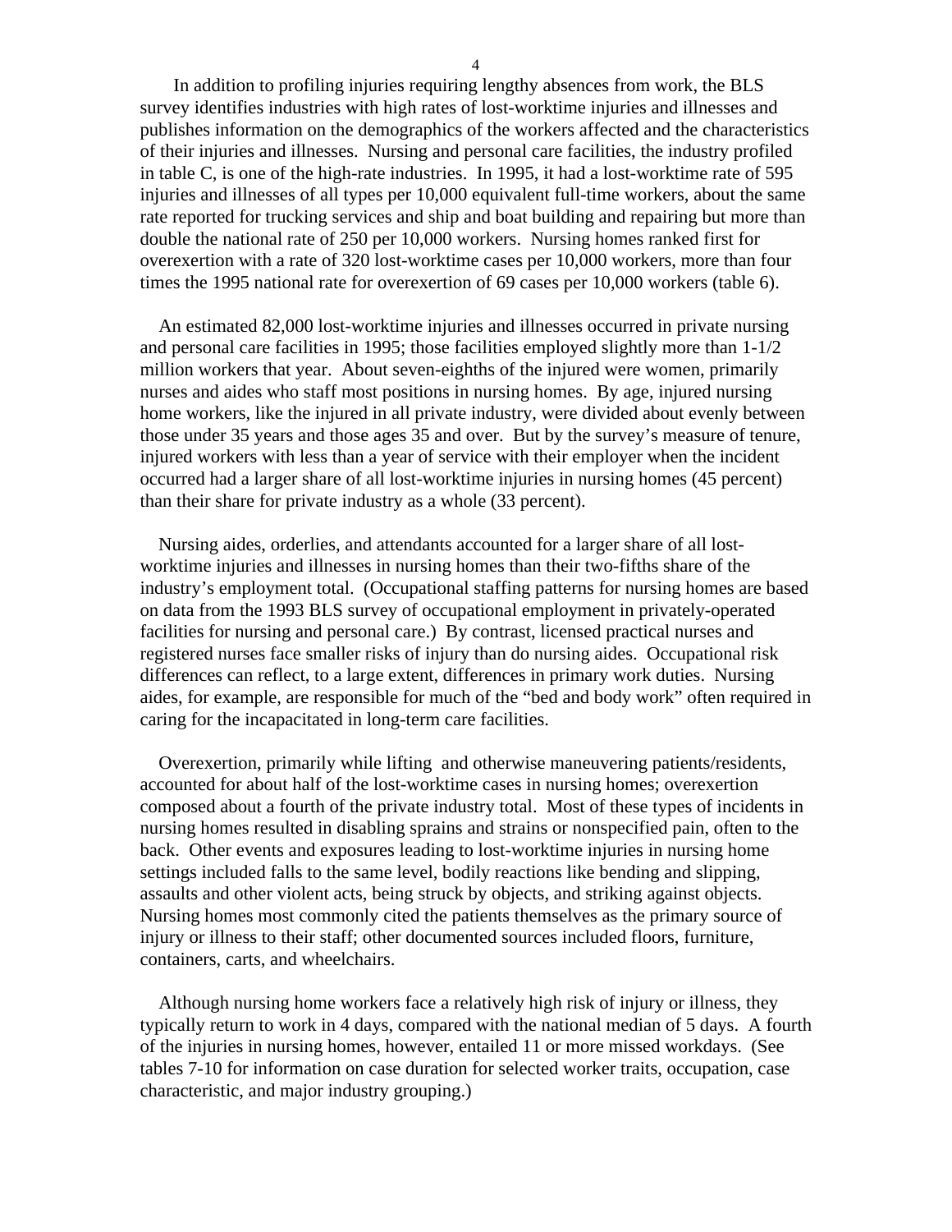In addition to profiling injuries requiring lengthy absences from work, the BLS survey identifies industries with high rates of lost-worktime injuries and illnesses and publishes information on the demographics of the workers affected and the characteristics of their injuries and illnesses. Nursing and personal care facilities, the industry profiled in table C, is one of the high-rate industries. In 1995, it had a lost-worktime rate of 595 injuries and illnesses of all types per 10,000 equivalent full-time workers, about the same rate reported for trucking services and ship and boat building and repairing but more than double the national rate of 250 per 10,000 workers. Nursing homes ranked first for overexertion with a rate of 320 lost-worktime cases per 10,000 workers, more than four times the 1995 national rate for overexertion of 69 cases per 10,000 workers (table 6).

An estimated 82,000 lost-worktime injuries and illnesses occurred in private nursing and personal care facilities in 1995; those facilities employed slightly more than 1-1/2 million workers that year. About seven-eighths of the injured were women, primarily nurses and aides who staff most positions in nursing homes. By age, injured nursing home workers, like the injured in all private industry, were divided about evenly between those under 35 years and those ages 35 and over. But by the survey's measure of tenure, injured workers with less than a year of service with their employer when the incident occurred had a larger share of all lost-worktime injuries in nursing homes (45 percent) than their share for private industry as a whole (33 percent).

Nursing aides, orderlies, and attendants accounted for a larger share of all lost-worktime injuries and illnesses in nursing homes than their two-fifths share of the industry's employment total. (Occupational staffing patterns for nursing homes are based on data from the 1993 BLS survey of occupational employment in privately-operated facilities for nursing and personal care.) By contrast, licensed practical nurses and registered nurses face smaller risks of injury than do nursing aides. Occupational risk differences can reflect, to a large extent, differences in primary work duties. Nursing aides, for example, are responsible for much of the "bed and body work" often required in caring for the incapacitated in long-term care facilities.

Overexertion, primarily while lifting and otherwise maneuvering patients/residents, accounted for about half of the lost-worktime cases in nursing homes; overexertion composed about a fourth of the private industry total. Most of these types of incidents in nursing homes resulted in disabling sprains and strains or nonspecified pain, often to the back. Other events and exposures leading to lost-worktime injuries in nursing home settings included falls to the same level, bodily reactions like bending and slipping, assaults and other violent acts, being struck by objects, and striking against objects. Nursing homes most commonly cited the patients themselves as the primary source of injury or illness to their staff; other documented sources included floors, furniture, containers, carts, and wheelchairs.

Although nursing home workers face a relatively high risk of injury or illness, they typically return to work in 4 days, compared with the national median of 5 days. A fourth of the injuries in nursing homes, however, entailed 11 or more missed workdays. (See tables 7-10 for information on case duration for selected worker traits, occupation, case characteristic, and major industry grouping.)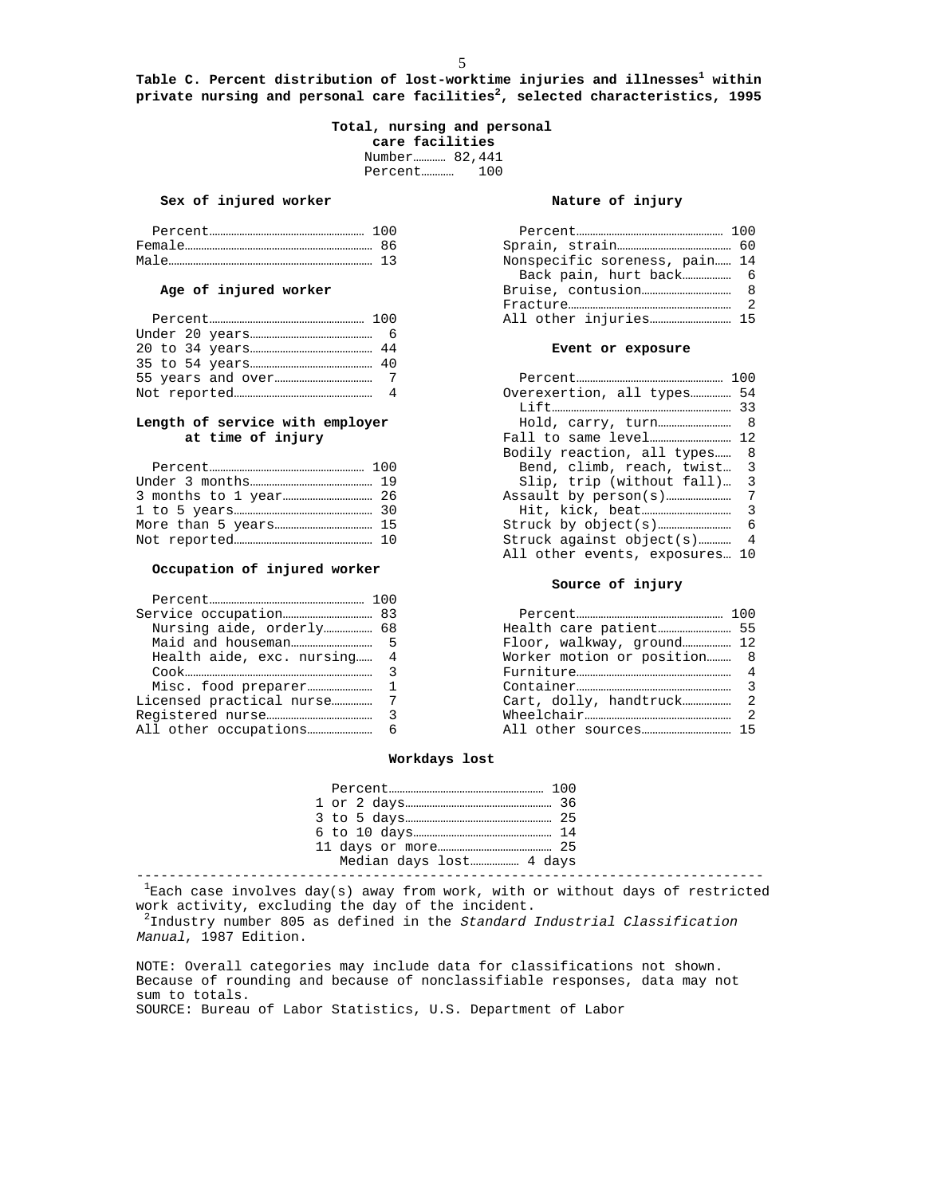**Table C. Percent distribution of lost-worktime injuries and illnesses[1] within private nursing and personal care facilities[2], selected characteristics, 1995**

**Total, nursing and personal care facilities**

| | |
|---|---|
| Number | 82,441 |
| Percent | 100 |

**Sex of injured worker**

| | |
|---|---|
| Percent | 100 |
| Female | 86 |
| Male | 13 |

**Age of injured worker**

| | |
|---|---|
| Percent | 100 |
| Under 20 years | 6 |
| 20 to 34 years | 44 |
| 35 to 54 years | 40 |
| 55 years and over | 7 |
| Not reported | 4 |

**Length of service with employer at time of injury**

| | |
|---|---|
| Percent | 100 |
| Under 3 months | 19 |
| 3 months to 1 year | 26 |
| 1 to 5 years | 30 |
| More than 5 years | 15 |
| Not reported | 10 |

**Occupation of injured worker**

| | |
|---|---|
| Percent | 100 |
| Service occupation | 83 |
|   Nursing aide, orderly | 68 |
|   Maid and houseman | 5 |
|   Health aide, exc. nursing | 4 |
|   Cook | 3 |
|   Misc. food preparer | 1 |
| Licensed practical nurse | 7 |
| Registered nurse | 3 |
| All other occupations | 6 |

**Nature of injury**

| | |
|---|---|
| Percent | 100 |
| Sprain, strain | 60 |
| Nonspecific soreness, pain | 14 |
|   Back pain, hurt back | 6 |
| Bruise, contusion | 8 |
| Fracture | 2 |
| All other injuries | 15 |

**Event or exposure**

| | |
|---|---|
| Percent | 100 |
| Overexertion, all types | 54 |
|   Lift | 33 |
|   Hold, carry, turn | 8 |
| Fall to same level | 12 |
| Bodily reaction, all types | 8 |
|   Bend, climb, reach, twist | 3 |
|   Slip, trip (without fall) | 3 |
| Assault by person(s) | 7 |
|   Hit, kick, beat | 3 |
| Struck by object(s) | 6 |
| Struck against object(s) | 4 |
| All other events, exposures | 10 |

**Source of injury**

| | |
|---|---|
| Percent | 100 |
| Health care patient | 55 |
| Floor, walkway, ground | 12 |
| Worker motion or position | 8 |
| Furniture | 4 |
| Container | 3 |
| Cart, dolly, handtruck | 2 |
| Wheelchair | 2 |
| All other sources | 15 |

**Workdays lost**

| | |
|---|---|
| Percent | 100 |
| 1 or 2 days | 36 |
| 3 to 5 days | 25 |
| 6 to 10 days | 14 |
| 11 days or more | 25 |
| Median days lost | 4 days |

---

[1]Each case involves day(s) away from work, with or without days of restricted work activity, excluding the day of the incident.
[2]Industry number 805 as defined in the *Standard Industrial Classification Manual*, 1987 Edition.

NOTE: Overall categories may include data for classifications not shown. Because of rounding and because of nonclassifiable responses, data may not sum to totals.
SOURCE: Bureau of Labor Statistics, U.S. Department of Labor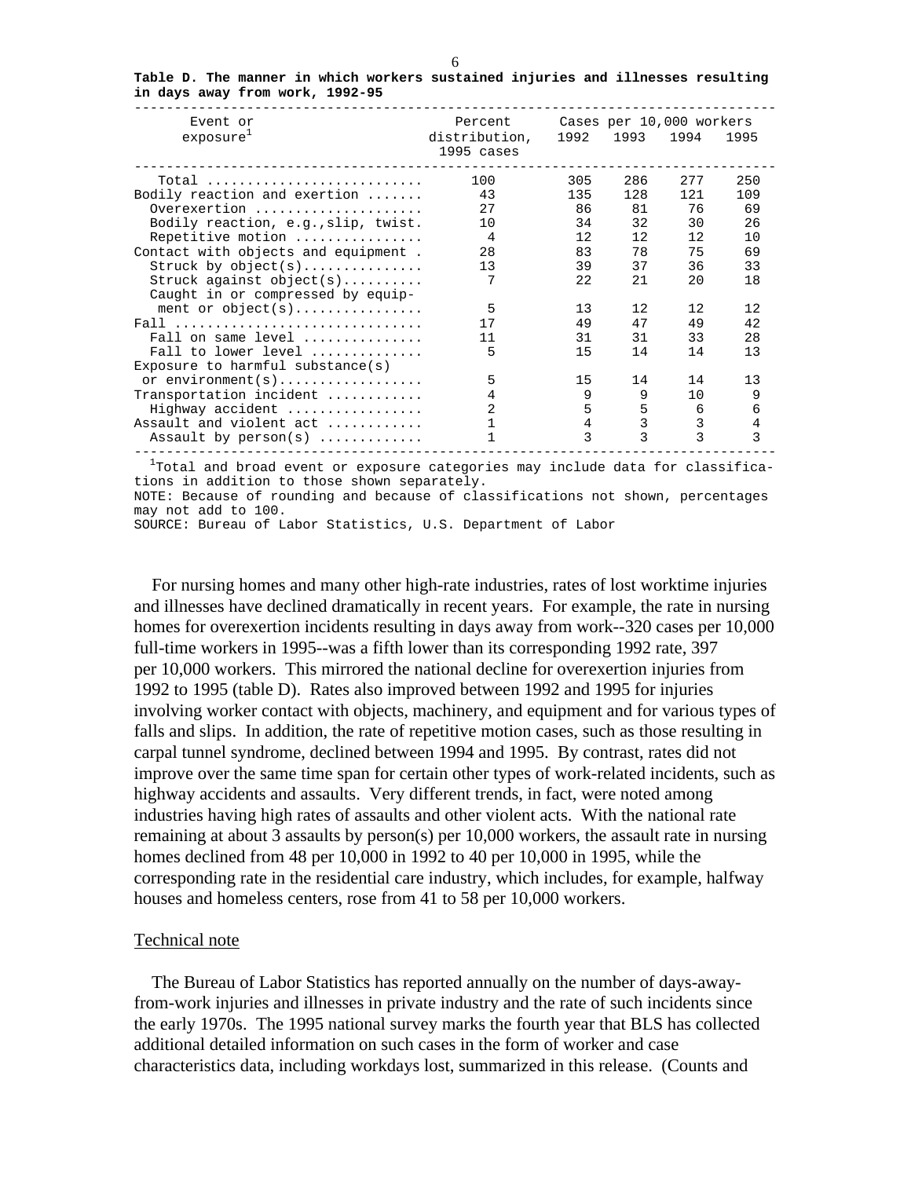**Table D. The manner in which workers sustained injuries and illnesses resulting in days away from work, 1992-95**

| Event or exposure[1] | Percent distribution, 1995 cases | Cases per 10,000 workers 1992 | 1993 | 1994 | 1995 |
|---|---|---|---|---|---|
| Total | 100 | 305 | 286 | 277 | 250 |
| Bodily reaction and exertion | 43 | 135 | 128 | 121 | 109 |
| Overexertion | 27 | 86 | 81 | 76 | 69 |
| Bodily reaction, e.g.,slip, twist. | 10 | 34 | 32 | 30 | 26 |
| Repetitive motion | 4 | 12 | 12 | 12 | 10 |
| Contact with objects and equipment | 28 | 83 | 78 | 75 | 69 |
| Struck by object(s) | 13 | 39 | 37 | 36 | 33 |
| Struck against object(s) | 7 | 22 | 21 | 20 | 18 |
| Caught in or compressed by equipment or object(s) | 5 | 13 | 12 | 12 | 12 |
| Fall | 17 | 49 | 47 | 49 | 42 |
| Fall on same level | 11 | 31 | 31 | 33 | 28 |
| Fall to lower level | 5 | 15 | 14 | 14 | 13 |
| Exposure to harmful substance(s) or environment(s) | 5 | 15 | 14 | 14 | 13 |
| Transportation incident | 4 | 9 | 9 | 10 | 9 |
| Highway accident | 2 | 5 | 5 | 6 | 6 |
| Assault and violent act | 1 | 4 | 3 | 3 | 4 |
| Assault by person(s) | 1 | 3 | 3 | 3 | 3 |

[1] Total and broad event or exposure categories may include data for classifications in addition to those shown separately.

NOTE: Because of rounding and because of classifications not shown, percentages may not add to 100.

SOURCE: Bureau of Labor Statistics, U.S. Department of Labor

For nursing homes and many other high-rate industries, rates of lost worktime injuries and illnesses have declined dramatically in recent years. For example, the rate in nursing homes for overexertion incidents resulting in days away from work--320 cases per 10,000 full-time workers in 1995--was a fifth lower than its corresponding 1992 rate, 397 per 10,000 workers. This mirrored the national decline for overexertion injuries from 1992 to 1995 (table D). Rates also improved between 1992 and 1995 for injuries involving worker contact with objects, machinery, and equipment and for various types of falls and slips. In addition, the rate of repetitive motion cases, such as those resulting in carpal tunnel syndrome, declined between 1994 and 1995. By contrast, rates did not improve over the same time span for certain other types of work-related incidents, such as highway accidents and assaults. Very different trends, in fact, were noted among industries having high rates of assaults and other violent acts. With the national rate remaining at about 3 assaults by person(s) per 10,000 workers, the assault rate in nursing homes declined from 48 per 10,000 in 1992 to 40 per 10,000 in 1995, while the corresponding rate in the residential care industry, which includes, for example, halfway houses and homeless centers, rose from 41 to 58 per 10,000 workers.

## Technical note

The Bureau of Labor Statistics has reported annually on the number of days-away-from-work injuries and illnesses in private industry and the rate of such incidents since the early 1970s. The 1995 national survey marks the fourth year that BLS has collected additional detailed information on such cases in the form of worker and case characteristics data, including workdays lost, summarized in this release. (Counts and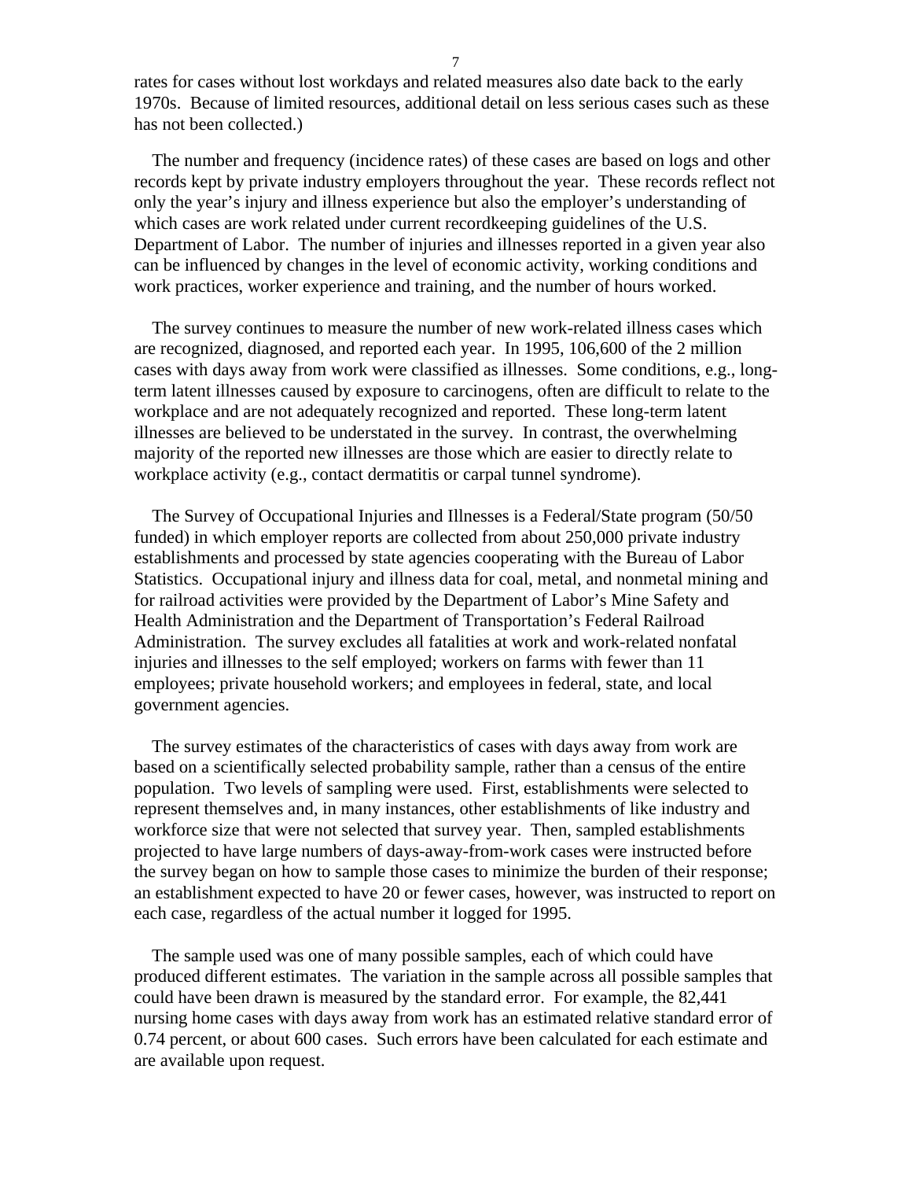rates for cases without lost workdays and related measures also date back to the early 1970s. Because of limited resources, additional detail on less serious cases such as these has not been collected.)

The number and frequency (incidence rates) of these cases are based on logs and other records kept by private industry employers throughout the year. These records reflect not only the year's injury and illness experience but also the employer's understanding of which cases are work related under current recordkeeping guidelines of the U.S. Department of Labor. The number of injuries and illnesses reported in a given year also can be influenced by changes in the level of economic activity, working conditions and work practices, worker experience and training, and the number of hours worked.

The survey continues to measure the number of new work-related illness cases which are recognized, diagnosed, and reported each year. In 1995, 106,600 of the 2 million cases with days away from work were classified as illnesses. Some conditions, e.g., long-term latent illnesses caused by exposure to carcinogens, often are difficult to relate to the workplace and are not adequately recognized and reported. These long-term latent illnesses are believed to be understated in the survey. In contrast, the overwhelming majority of the reported new illnesses are those which are easier to directly relate to workplace activity (e.g., contact dermatitis or carpal tunnel syndrome).

The Survey of Occupational Injuries and Illnesses is a Federal/State program (50/50 funded) in which employer reports are collected from about 250,000 private industry establishments and processed by state agencies cooperating with the Bureau of Labor Statistics. Occupational injury and illness data for coal, metal, and nonmetal mining and for railroad activities were provided by the Department of Labor's Mine Safety and Health Administration and the Department of Transportation's Federal Railroad Administration. The survey excludes all fatalities at work and work-related nonfatal injuries and illnesses to the self employed; workers on farms with fewer than 11 employees; private household workers; and employees in federal, state, and local government agencies.

The survey estimates of the characteristics of cases with days away from work are based on a scientifically selected probability sample, rather than a census of the entire population. Two levels of sampling were used. First, establishments were selected to represent themselves and, in many instances, other establishments of like industry and workforce size that were not selected that survey year. Then, sampled establishments projected to have large numbers of days-away-from-work cases were instructed before the survey began on how to sample those cases to minimize the burden of their response; an establishment expected to have 20 or fewer cases, however, was instructed to report on each case, regardless of the actual number it logged for 1995.

The sample used was one of many possible samples, each of which could have produced different estimates. The variation in the sample across all possible samples that could have been drawn is measured by the standard error. For example, the 82,441 nursing home cases with days away from work has an estimated relative standard error of 0.74 percent, or about 600 cases. Such errors have been calculated for each estimate and are available upon request.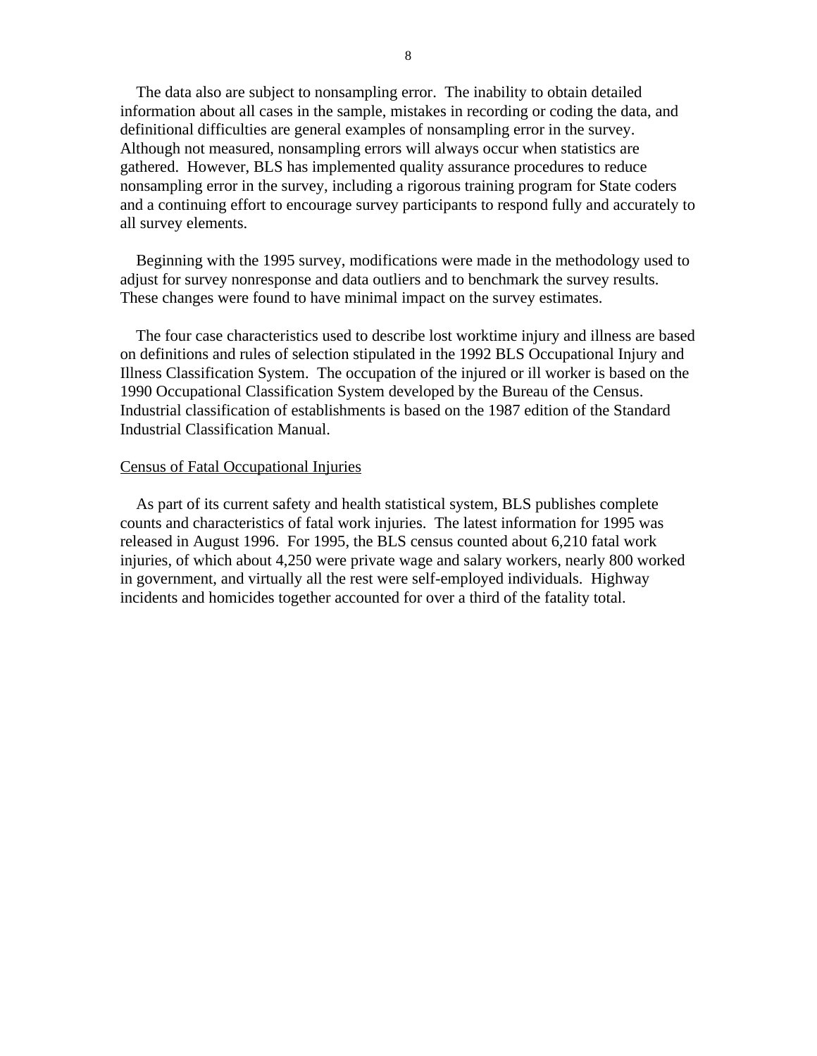The data also are subject to nonsampling error. The inability to obtain detailed information about all cases in the sample, mistakes in recording or coding the data, and definitional difficulties are general examples of nonsampling error in the survey. Although not measured, nonsampling errors will always occur when statistics are gathered. However, BLS has implemented quality assurance procedures to reduce nonsampling error in the survey, including a rigorous training program for State coders and a continuing effort to encourage survey participants to respond fully and accurately to all survey elements.

Beginning with the 1995 survey, modifications were made in the methodology used to adjust for survey nonresponse and data outliers and to benchmark the survey results. These changes were found to have minimal impact on the survey estimates.

The four case characteristics used to describe lost worktime injury and illness are based on definitions and rules of selection stipulated in the 1992 BLS Occupational Injury and Illness Classification System. The occupation of the injured or ill worker is based on the 1990 Occupational Classification System developed by the Bureau of the Census. Industrial classification of establishments is based on the 1987 edition of the Standard Industrial Classification Manual.

## Census of Fatal Occupational Injuries

As part of its current safety and health statistical system, BLS publishes complete counts and characteristics of fatal work injuries. The latest information for 1995 was released in August 1996. For 1995, the BLS census counted about 6,210 fatal work injuries, of which about 4,250 were private wage and salary workers, nearly 800 worked in government, and virtually all the rest were self-employed individuals. Highway incidents and homicides together accounted for over a third of the fatality total.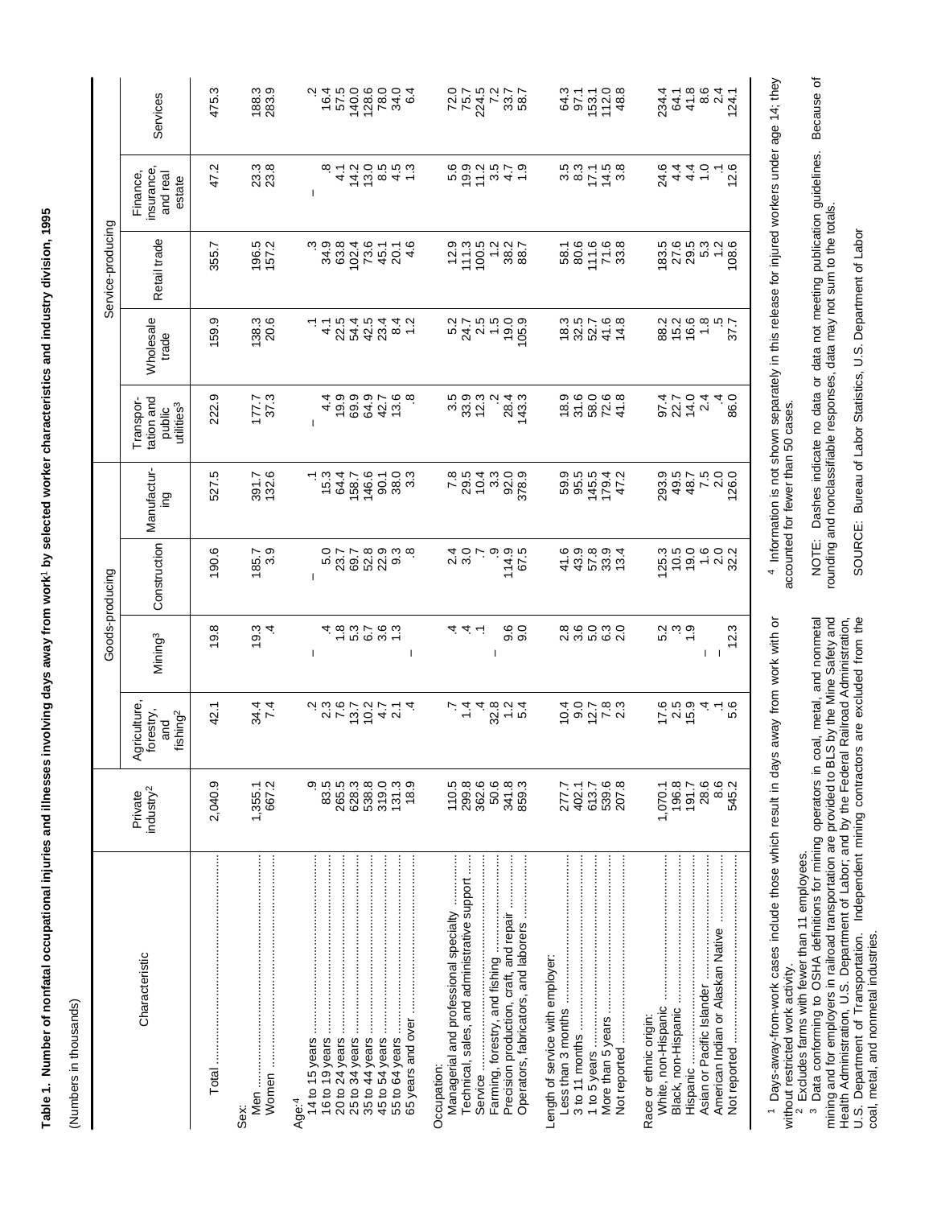**Table 1. Number of nonfatal occupational injuries and illnesses involving days away from work[1] by selected worker characteristics and industry division, 1995**

(Numbers in thousands)

| Characteristic | Private industry[2] | Goods-producing | | | Service-producing | | | | | |
|---|---|---|---|---|---|---|---|---|---|---|
| | | Agriculture, forestry, and fishing[2] | Mining[3] | Construction | Manufacturing | Transportation and public utilities[3] | Wholesale trade | Retail trade | Finance, insurance, and real estate | Services |
| Total | 2,040.9 | 42.1 | 19.8 | 190.6 | 527.5 | 222.9 | 159.9 | 355.7 | 47.2 | 475.3 |
| Sex: | | | | | | | | | | |
| Men | 1,355.1 | 34.4 | 19.3 | 185.7 | 391.7 | 177.7 | 138.3 | 196.5 | 23.3 | 188.3 |
| Women | 667.2 | 7.4 | .4 | 3.9 | 132.6 | 37.3 | 20.6 | 157.2 | 23.8 | 283.9 |
| Age:[4] | | | | | | | | | | |
| 14 to 15 years | .9 | .2 | – | – | .1 | – | .1 | .3 | – | .2 |
| 16 to 19 years | 83.5 | 2.3 | .4 | 5.0 | 15.3 | 4.4 | 4.1 | 34.9 | .8 | 16.4 |
| 20 to 24 years | 265.5 | 7.6 | 1.8 | 23.7 | 64.4 | 19.9 | 22.5 | 63.8 | 4.1 | 57.5 |
| 25 to 34 years | 628.3 | 13.7 | 5.3 | 69.7 | 158.7 | 69.9 | 54.4 | 102.4 | 14.2 | 140.0 |
| 35 to 44 years | 538.8 | 10.2 | 6.7 | 52.8 | 146.6 | 64.9 | 42.5 | 73.6 | 13.0 | 128.6 |
| 45 to 54 years | 319.0 | 4.7 | 3.6 | 22.9 | 90.1 | 42.7 | 23.4 | 45.1 | 8.5 | 78.0 |
| 55 to 64 years | 131.3 | 2.1 | 1.3 | 9.3 | 38.0 | 13.6 | 8.4 | 20.1 | 4.5 | 34.0 |
| 65 years and over | 18.9 | .4 | – | .8 | 3.3 | .8 | 1.2 | 4.6 | 1.3 | 6.4 |
| Occupation: | | | | | | | | | | |
| Managerial and professional specialty | 110.5 | .7 | .4 | 2.4 | 7.8 | 3.5 | 5.2 | 12.9 | 5.6 | 72.0 |
| Technical, sales, and administrative support | 299.8 | 1.4 | .4 | 3.0 | 29.5 | 33.9 | 24.7 | 111.3 | 19.9 | 75.7 |
| Service | 362.6 | .4 | .1 | .7 | 10.4 | 12.3 | 2.5 | 100.5 | 11.2 | 224.5 |
| Farming, forestry, and fishing | 50.6 | 32.8 | – | .9 | 3.3 | .2 | 1.5 | 1.2 | 3.5 | 7.2 |
| Precision production, craft, and repair | 341.8 | 1.2 | 9.6 | 114.9 | 92.0 | 28.4 | 19.0 | 38.2 | 4.7 | 33.7 |
| Operators, fabricators, and laborers | 859.3 | 5.4 | 9.0 | 67.5 | 378.9 | 143.3 | 105.9 | 88.7 | 1.9 | 58.7 |
| Length of service with employer: | | | | | | | | | | |
| Less than 3 months | 277.7 | 10.4 | 2.8 | 41.6 | 59.9 | 18.9 | 18.3 | 58.1 | 3.5 | 64.3 |
| 3 to 11 months | 402.1 | 9.0 | 3.6 | 43.9 | 95.5 | 31.6 | 32.5 | 80.6 | 8.3 | 97.1 |
| 1 to 5 years | 613.7 | 12.7 | 5.0 | 57.8 | 145.5 | 58.0 | 52.7 | 111.6 | 17.1 | 153.1 |
| More than 5 years | 539.6 | 7.8 | 6.3 | 33.9 | 179.4 | 72.6 | 41.6 | 71.6 | 14.5 | 112.0 |
| Not reported | 207.8 | 2.3 | 2.0 | 13.4 | 47.2 | 41.8 | 14.8 | 33.8 | 3.8 | 48.8 |
| Race or ethnic origin: | | | | | | | | | | |
| White, non-Hispanic | 1,070.1 | 17.6 | 5.2 | 125.3 | 293.9 | 97.4 | 88.2 | 183.5 | 24.6 | 234.4 |
| Black, non-Hispanic | 196.8 | 2.5 | .3 | 10.5 | 49.5 | 22.7 | 15.2 | 27.6 | 4.4 | 64.1 |
| Hispanic | 191.7 | 15.9 | 1.9 | 19.0 | 48.7 | 14.0 | 16.6 | 29.5 | 4.4 | 41.8 |
| Asian or Pacific Islander | 28.6 | .4 | – | 1.6 | 7.5 | 2.4 | 1.8 | 5.3 | 1.0 | 8.6 |
| American Indian or Alaskan Native | 8.6 | .1 | – | 2.0 | 2.0 | .4 | .5 | 1.2 | .1 | 2.4 |
| Not reported | 545.2 | 5.6 | 12.3 | 32.2 | 126.0 | 86.0 | 37.7 | 108.6 | 12.6 | 124.1 |

[1] Days-away-from-work cases include those which result in days away from work with or without restricted work activity.

[2] Excludes farms with fewer than 11 employees.

[3] Data conforming to OSHA definitions for mining operators in coal, metal, and nonmetal mining and for employers in railroad transportation are provided to BLS by the Mine Safety and Health Administration, U.S. Department of Labor; and by the Federal Railroad Administration, U.S. Department of Transportation. Independent mining contractors are excluded from the coal, metal, and nonmetal industries.

[4] Information is not shown separately in this release for injured workers under age 14; they accounted for fewer than 50 cases.

NOTE: Dashes indicate no data or data not meeting publication guidelines. Because of rounding and nonclassifiable responses, data may not sum to the totals.

SOURCE: Bureau of Labor Statistics, U.S. Department of Labor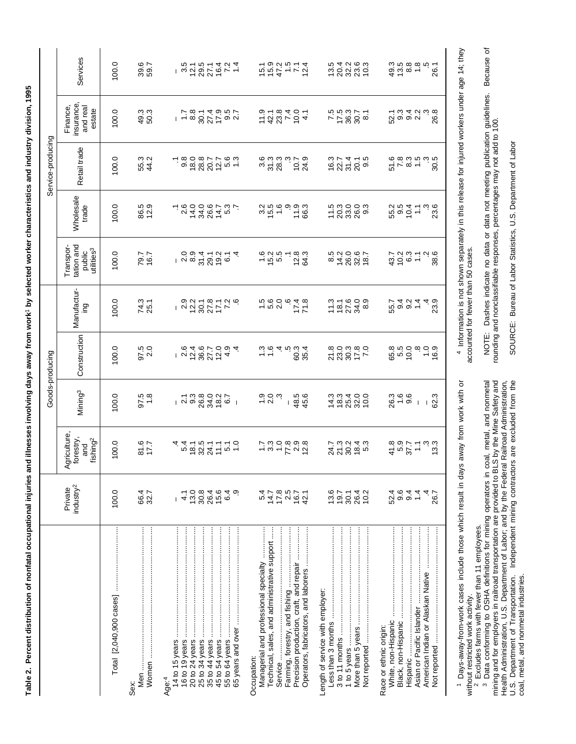**Table 2. Percent distribution of nonfatal occupational injuries and illnesses involving days away from work[1] by selected worker characteristics and industry division, 1995**

| Characteristic | Private industry[2] | Goods-producing | | | | Service-producing | | | | |
|---|---|---|---|---|---|---|---|---|---|---|
| | | Agriculture, forestry, and fishing[2] | Mining[3] | Construction | Manufacturing | Transportation and public utilities[3] | Wholesale trade | Retail trade | Finance, insurance, and real estate | Services |
| Total [2,040,900 cases] | 100.0 | 100.0 | 100.0 | 100.0 | 100.0 | 100.0 | 100.0 | 100.0 | 100.0 | 100.0 |
| Sex: | | | | | | | | | | |
| Men | 66.4 | 81.6 | 97.5 | 97.5 | 74.3 | 79.7 | 86.5 | 55.3 | 49.3 | 39.6 |
| Women | 32.7 | 17.7 | 1.8 | 2.0 | 25.1 | 16.7 | 12.9 | 44.2 | 50.3 | 59.7 |
| Age:[4] | | | | | | | | | | |
| 14 to 15 years | – | .4 | – | – | – | – | .1 | .1 | – | – |
| 16 to 19 years | 4.1 | 5.4 | 2.1 | 2.6 | 2.9 | 2.0 | 2.6 | 9.8 | 1.7 | 3.5 |
| 20 to 24 years | 13.0 | 18.1 | 9.3 | 12.4 | 12.2 | 8.9 | 14.0 | 18.0 | 8.8 | 12.1 |
| 25 to 34 years | 30.8 | 32.5 | 26.8 | 36.6 | 30.1 | 31.4 | 34.0 | 28.8 | 30.1 | 29.5 |
| 35 to 44 years | 26.4 | 24.1 | 34.0 | 27.7 | 27.8 | 29.1 | 26.6 | 20.7 | 27.4 | 27.1 |
| 45 to 54 years | 15.6 | 11.1 | 18.2 | 12.0 | 17.1 | 19.2 | 14.7 | 12.7 | 17.9 | 16.4 |
| 55 to 64 years | 6.4 | 5.1 | 6.7 | 4.9 | 7.2 | 6.1 | 5.3 | 5.6 | 9.5 | 7.2 |
| 65 years and over | .9 | 1.0 | – | .4 | .6 | .4 | .7 | 1.3 | 2.7 | 1.4 |
| Occupation: | | | | | | | | | | |
| Managerial and professional specialty | 5.4 | 1.7 | .9 | 1.3 | 1.5 | 1.6 | 3.2 | 3.6 | 11.9 | 15.1 |
| Technical, sales, and administrative support | 14.7 | 3.3 | 2.0 | 1.6 | 5.6 | 15.2 | 15.5 | 31.3 | 42.1 | 15.9 |
| Service | 17.8 | 1.0 | .3 | .4 | 2.0 | 5.5 | 1.6 | 28.3 | 23.8 | 47.2 |
| Farming, forestry, and fishing | 2.5 | 77.8 | – | .5 | .6 | .1 | .9 | .3 | 7.4 | 1.5 |
| Precision production, craft, and repair | 16.7 | 2.9 | 48.5 | 60.3 | 17.4 | 12.8 | 11.9 | 10.7 | 10.0 | 7.1 |
| Operators, fabricators, and laborers | 42.1 | 12.8 | 45.6 | 35.4 | 71.8 | 64.3 | 66.3 | 24.9 | 4.1 | 12.4 |
| Length of service with employer: | | | | | | | | | | |
| Less than 3 months | 13.6 | 24.7 | 14.3 | 21.8 | 11.3 | 8.5 | 11.5 | 16.3 | 7.5 | 13.5 |
| 3 to 11 months | 19.7 | 21.3 | 18.3 | 23.0 | 18.1 | 14.2 | 20.3 | 22.7 | 17.5 | 20.4 |
| 1 to 5 years | 30.1 | 30.2 | 25.4 | 30.3 | 27.6 | 26.0 | 33.0 | 31.4 | 36.3 | 32.2 |
| More than 5 years | 26.4 | 18.4 | 32.0 | 17.8 | 34.0 | 32.6 | 26.0 | 20.1 | 30.7 | 23.6 |
| Not reported | 10.2 | 5.3 | 10.0 | 7.0 | 8.9 | 18.7 | 9.3 | 9.5 | 8.1 | 10.3 |
| Race or ethnic origin: | | | | | | | | | | |
| White, non-Hispanic | 52.4 | 41.8 | 26.3 | 65.8 | 55.7 | 43.7 | 55.2 | 51.6 | 52.1 | 49.3 |
| Black, non-Hispanic | 9.6 | 5.9 | 1.6 | 5.5 | 9.4 | 10.2 | 9.5 | 7.8 | 9.3 | 13.5 |
| Hispanic | 9.4 | 37.7 | 9.6 | 10.0 | 9.2 | 6.3 | 10.4 | 8.3 | 9.4 | 8.8 |
| Asian or Pacific Islander | 1.4 | 1.1 | – | .8 | 1.4 | 1.1 | 1.1 | 1.5 | 2.2 | 1.8 |
| American Indian or Alaskan Native | .4 | .3 | – | 1.0 | .4 | .2 | .3 | .3 | .3 | .5 |
| Not reported | 26.7 | 13.3 | 62.3 | 16.9 | 23.9 | 38.6 | 23.6 | 30.5 | 26.8 | 26.1 |

[1] Days-away-from-work cases include those which result in days away from work with or without restricted work activity.

[2] Excludes farms with fewer than 11 employees.

[3] Data conforming to OSHA definitions for mining operators in coal, metal, and nonmetal mining and for employers in railroad transportation are provided to BLS by the Mine Safety and Health Administration, U.S. Department of Labor; and by the Federal Railroad Administration, U.S. Department of Transportation. Independent mining contractors are excluded from the coal, metal, and nonmetal industries.

[4] Information is not shown separately in this release for injured workers under age 14; they accounted for fewer than 50 cases.

NOTE: Dashes indicate no data or data not meeting publication guidelines. Because of rounding and nonclassifiable responses, percentages may not add to 100.

SOURCE: Bureau of Labor Statistics, U.S. Department of Labor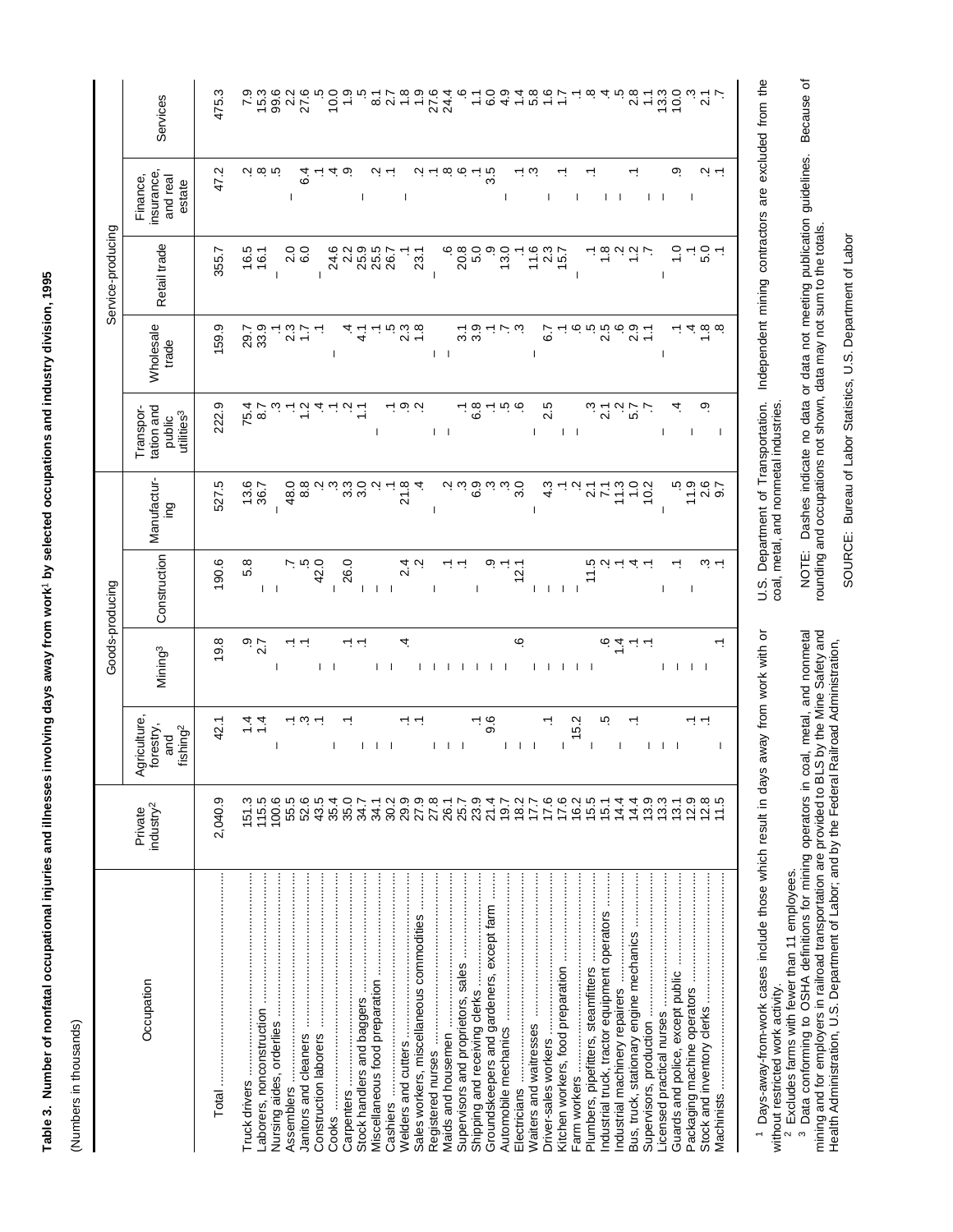**Table 3. Number of nonfatal occupational injuries and illnesses involving days away from work[1] by selected occupations and industry division, 1995**

(Numbers in thousands)

| Occupation | Private industry[2] | Goods-producing | | | | Service-producing | | | | |
|---|---|---|---|---|---|---|---|---|---|---|
| | | Agriculture, forestry, and fishing[2] | Mining[3] | Construction | Manufacturing | Transportation and public utilities[3] | Wholesale trade | Retail trade | Finance, insurance, and real estate | Services |
| Total | 2,040.9 | 42.1 | 19.8 | 190.6 | 527.5 | 222.9 | 159.9 | 355.7 | 47.2 | 475.3 |
| Truck drivers | 151.3 | 1.4 | .9 | 5.8 | 13.6 | 75.4 | 29.7 | 16.5 | .2 | 7.9 |
| Laborers, nonconstruction | 115.5 | 1.4 | 2.7 | – | 36.7 | 8.7 | 33.9 | 16.1 | .8 | 15.3 |
| Nursing aides, orderlies | 100.6 | – | – | – | – | .3 | .1 | – | .5 | 99.6 |
| Assemblers | 55.5 | .1 | .1 | .7 | 48.0 | .1 | 2.3 | 2.0 | – | 2.2 |
| Janitors and cleaners | 52.6 | .3 | .1 | .5 | 8.8 | 1.2 | 1.7 | 6.0 | 6.4 | 27.6 |
| Construction laborers | 43.5 | .1 | – | 42.0 | .2 | .4 | .1 | – | .1 | .5 |
| Cooks | 35.4 | – | – | – | .3 | .1 | – | 24.6 | .4 | 10.0 |
| Carpenters | 35.0 | .1 | .1 | 26.0 | 3.3 | .2 | .4 | 2.2 | .9 | 1.9 |
| Stock handlers and baggers | 34.7 | – | .1 | – | 3.0 | 1.1 | 4.1 | 25.9 | – | .5 |
| Miscellaneous food preparation | 34.1 | – | – | – | .2 | – | .1 | 25.5 | .2 | 8.1 |
| Cashiers | 30.2 | – | – | – | .1 | .1 | .5 | 26.7 | .1 | 2.7 |
| Welders and cutters | 29.9 | .1 | .4 | 2.4 | 21.8 | .9 | 2.3 | .1 | – | 1.8 |
| Sales workers, miscellaneous commodities | 27.9 | .1 | – | .2 | .4 | .2 | 1.8 | 23.1 | .2 | 1.9 |
| Registered nurses | 27.8 | – | – | – | – | – | – | – | .1 | 27.6 |
| Maids and housemen | 26.1 | – | – | .1 | .2 | – | – | .6 | .8 | 24.4 |
| Supervisors and proprietors, sales | 25.7 | – | – | .1 | .3 | .1 | 3.1 | 20.8 | .6 | .6 |
| Shipping and receiving clerks | 23.9 | .1 | – | – | 6.9 | 6.8 | 3.9 | 5.0 | .1 | 1.1 |
| Groundskeepers and gardeners, except farm | 21.4 | 9.6 | – | .9 | .3 | .1 | .1 | .9 | 3.5 | 6.0 |
| Automobile mechanics | 19.7 | – | – | .1 | .3 | .5 | .7 | 13.0 | – | 4.9 |
| Electricians | 18.2 | – | .6 | 12.1 | 3.0 | .6 | .3 | .1 | .1 | 1.4 |
| Waiters and waitresses | 17.7 | – | – | – | – | – | – | 11.6 | .3 | 5.8 |
| Driver-sales workers | 17.6 | .1 | – | – | 4.3 | 2.5 | 6.7 | 2.3 | – | 1.6 |
| Kitchen workers, food preparation | 17.6 | – | – | – | .1 | – | .1 | 15.7 | .1 | 1.7 |
| Farm workers | 16.2 | 15.2 | – | – | .2 | – | .6 | – | – | .1 |
| Plumbers, pipefitters, steamfitters | 15.5 | – | – | 11.5 | 2.1 | .3 | .5 | .1 | .1 | .8 |
| Industrial truck, tractor equipment operators | 15.1 | .5 | .6 | .2 | 7.1 | 2.1 | 2.5 | 1.8 | – | .4 |
| Industrial machinery repairers | 14.4 | – | 1.4 | .1 | 11.3 | .2 | .6 | .2 | – | .5 |
| Bus, truck, stationary engine mechanics | 14.4 | .1 | .1 | .4 | 1.0 | 5.7 | 2.9 | 1.2 | .1 | 2.8 |
| Supervisors, production | 13.9 | – | .1 | .1 | 10.2 | .7 | 1.1 | .7 | – | 1.1 |
| Licensed practical nurses | 13.3 | – | – | – | – | – | – | – | – | 13.3 |
| Guards and police, except public | 13.1 | – | – | .1 | .5 | .4 | .1 | 1.0 | .9 | 10.0 |
| Packaging machine operators | 12.9 | .1 | – | – | 11.9 | – | .4 | .1 | – | .3 |
| Stock and inventory clerks | 12.8 | .1 | – | .3 | 2.6 | .9 | 1.8 | 5.0 | .2 | 2.1 |
| Machinists | 11.5 | – | .1 | .1 | 9.7 | – | .8 | .1 | .1 | .7 |

[1] Days-away-from-work cases include those which result in days away from work with or without restricted work activity.

[2] Excludes farms with fewer than 11 employees.

[3] Data conforming to OSHA definitions for mining operators in coal, metal, and nonmetal mining and for employers in railroad transportation are provided to BLS by the Mine Safety and Health Administration, U.S. Department of Labor; and by the Federal Railroad Administration, U.S. Department of Transportation. Independent mining contractors are excluded from the coal, metal, and nonmetal industries.

NOTE: Dashes indicate no data or data not meeting publication guidelines. Because of rounding and occupations not shown, data may not sum to the totals.

SOURCE: Bureau of Labor Statistics, U.S. Department of Labor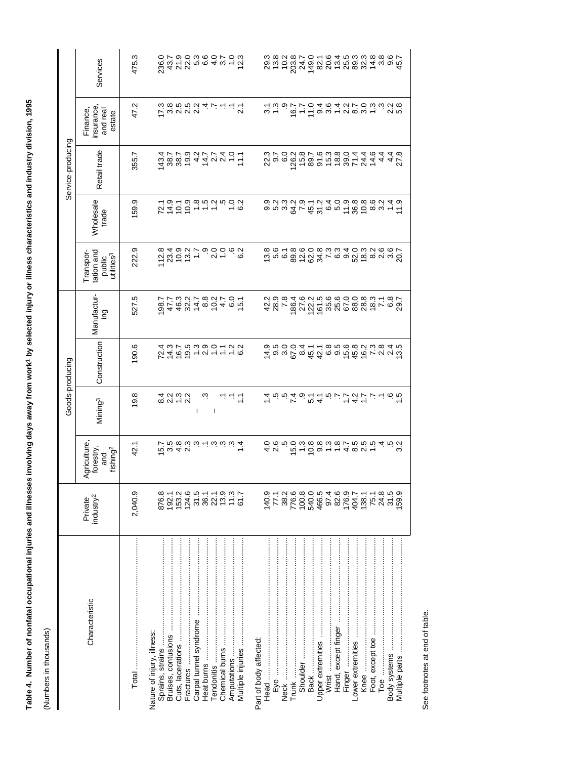**Table 4. Number of nonfatal occupational injuries and illnesses involving days away from work[1] by selected injury or illness characteristics and industry division, 1995**

(Numbers in thousands)

| Characteristic | Private industry[2] | Goods-producing | | | | Service-producing | | | | |
|---|---|---|---|---|---|---|---|---|---|---|
| | | Agriculture, forestry, and fishing[2] | Mining[3] | Construction | Manufacturing | Transportation and public utilities[3] | Wholesale trade | Retail trade | Finance, insurance, and real estate | Services |
| Total | 2,040.9 | 42.1 | 19.8 | 190.6 | 527.5 | 222.9 | 159.9 | 355.7 | 47.2 | 475.3 |
| Nature of injury, illness: | | | | | | | | | | |
| Sprains, strains | 876.8 | 15.7 | 8.4 | 72.4 | 198.7 | 112.8 | 72.1 | 143.4 | 17.3 | 236.0 |
| Bruises, contusions | 192.1 | 3.5 | 2.2 | 14.3 | 47.7 | 23.4 | 14.9 | 38.7 | 3.8 | 43.7 |
| Cuts, lacerations | 153.2 | 4.8 | 1.3 | 16.7 | 46.3 | 10.9 | 10.1 | 38.7 | 2.5 | 21.9 |
| Fractures | 124.6 | 2.3 | 2.2 | 19.5 | 32.2 | 13.2 | 10.9 | 19.9 | 2.5 | 22.0 |
| Carpal tunnel syndrome | 31.5 | .3 | – | 1.3 | 14.7 | 1.7 | 1.8 | 4.2 | 2.2 | 5.3 |
| Heat burns | 36.1 | .1 | .3 | 2.9 | 8.8 | .9 | 1.5 | 14.7 | .4 | 6.6 |
| Tendonitis | 22.1 | .3 | – | 1.0 | 10.2 | 2.0 | 1.2 | 2.7 | .7 | 4.0 |
| Chemical burns | 13.9 | .3 | .1 | 1.1 | 4.7 | 1.0 | .5 | 2.4 | .1 | 3.7 |
| Amputations | 11.3 | .3 | .1 | 1.2 | 6.0 | .6 | 1.0 | 1.0 | .1 | 1.0 |
| Multiple injuries | 61.7 | 1.4 | 1.1 | 6.2 | 15.1 | 6.2 | 6.2 | 11.1 | 2.1 | 12.3 |
| Part of body affected: | | | | | | | | | | |
| Head | 140.9 | 4.0 | 1.4 | 14.9 | 42.2 | 13.8 | 9.9 | 22.3 | 3.1 | 29.3 |
| Eye | 77.1 | 2.6 | .5 | 9.5 | 28.9 | 5.6 | 5.2 | 9.7 | 1.3 | 13.8 |
| Neck | 38.2 | .5 | .5 | 3.0 | 7.8 | 6.1 | 3.3 | 6.0 | .9 | 10.2 |
| Trunk | 776.6 | 15.0 | 7.4 | 67.0 | 186.4 | 89.8 | 64.2 | 126.2 | 16.7 | 203.8 |
| Shoulder | 100.8 | 1.3 | .9 | 8.4 | 27.6 | 12.6 | 7.9 | 15.8 | 1.7 | 24.7 |
| Back | 540.0 | 10.8 | 5.1 | 45.1 | 122.2 | 62.0 | 45.1 | 89.7 | 11.0 | 149.0 |
| Upper extremities | 466.5 | 9.8 | 4.1 | 42.1 | 161.5 | 34.8 | 31.2 | 91.6 | 9.4 | 82.1 |
| Wrist | 97.4 | 1.3 | .5 | 6.8 | 35.6 | 7.3 | 6.4 | 15.3 | 3.6 | 20.6 |
| Hand, except finger | 82.6 | 1.8 | .7 | 9.5 | 25.6 | 6.3 | 5.0 | 18.8 | 1.4 | 13.4 |
| Finger | 176.9 | 4.7 | 1.7 | 15.6 | 67.0 | 9.4 | 11.9 | 39.0 | 2.2 | 25.5 |
| Lower extremities | 404.7 | 8.5 | 4.2 | 45.8 | 88.0 | 52.0 | 36.8 | 71.4 | 8.7 | 89.3 |
| Knee | 138.1 | 2.5 | 1.7 | 16.2 | 28.8 | 18.3 | 10.8 | 24.4 | 3.0 | 32.3 |
| Foot, except toe | 75.1 | 1.5 | .7 | 7.3 | 18.3 | 8.2 | 8.6 | 14.6 | 1.3 | 14.8 |
| Toe | 24.8 | .4 | .1 | 2.8 | 7.1 | 2.6 | 3.2 | 4.4 | .3 | 3.8 |
| Body systems | 31.5 | .5 | .6 | 2.4 | 6.8 | 3.6 | 1.4 | 4.4 | 2.2 | 9.6 |
| Multiple parts | 159.9 | 3.2 | 1.5 | 13.5 | 29.7 | 20.7 | 11.9 | 27.8 | 5.8 | 45.7 |

See footnotes at end of table.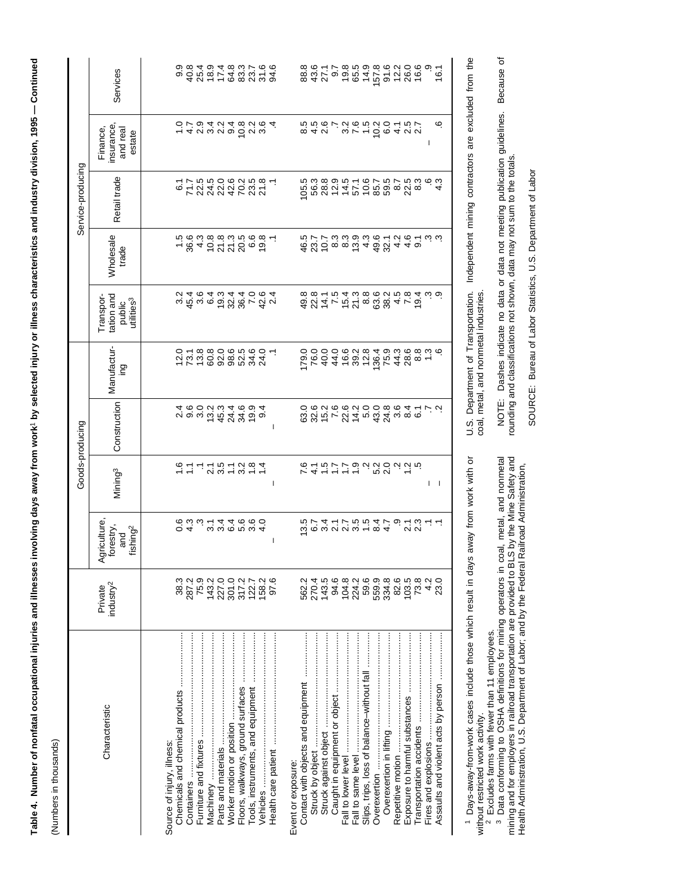**Table 4. Number of nonfatal occupational injuries and illnesses involving days away from work[1] by selected injury or illness characteristics and industry division, 1995 — Continued**

(Numbers in thousands)

| Characteristic | Private industry[2] | Goods-producing | | | | Service-producing | | | | |
|---|---|---|---|---|---|---|---|---|---|---|
| | | Agriculture, forestry, and fishing[2] | Mining[3] | Construction | Manufacturing | Transportation and public utilities[3] | Wholesale trade | Retail trade | Finance, insurance, and real estate | Services |
| Source of injury, illness: | | | | | | | | | | |
| Chemicals and chemical products | 38.3 | 0.6 | 1.6 | 2.4 | 12.0 | 3.2 | 1.5 | 6.1 | 1.0 | 9.9 |
| Containers | 287.2 | 4.3 | 1.1 | 9.6 | 73.1 | 45.4 | 36.6 | 71.7 | 4.7 | 40.8 |
| Furniture and fixtures | 75.9 | .3 | .1 | 3.0 | 13.8 | 3.6 | 4.3 | 22.5 | 2.9 | 25.4 |
| Machinery | 143.2 | 3.1 | 2.1 | 13.2 | 60.8 | 6.4 | 10.8 | 24.5 | 3.4 | 18.9 |
| Parts and materials | 227.0 | 3.4 | 3.5 | 45.3 | 92.0 | 19.3 | 21.8 | 22.0 | 2.2 | 17.4 |
| Worker motion or position | 301.0 | 6.4 | 1.1 | 24.4 | 98.6 | 32.4 | 21.3 | 42.6 | 9.4 | 64.8 |
| Floors, walkways, ground surfaces | 317.2 | 5.6 | 3.2 | 34.6 | 52.5 | 36.4 | 20.5 | 70.2 | 10.8 | 83.3 |
| Tools, instruments, and equipment | 122.7 | 3.6 | 1.8 | 19.9 | 34.6 | 7.0 | 6.6 | 23.5 | 2.2 | 23.7 |
| Vehicles | 158.2 | 4.0 | 1.4 | 9.4 | 24.0 | 42.6 | 19.8 | 21.8 | 3.6 | 31.6 |
| Health care patient | 97.6 | – | – | – | .1 | 2.4 | .1 | .1 | .4 | 94.6 |
| Event or exposure: | | | | | | | | | | |
| Contact with objects and equipment | 562.2 | 13.5 | 7.6 | 63.0 | 179.0 | 49.8 | 46.5 | 105.5 | 8.5 | 88.8 |
| Struck by object | 270.4 | 6.7 | 4.1 | 32.6 | 76.0 | 22.8 | 23.7 | 56.3 | 4.5 | 43.6 |
| Struck against object | 143.5 | 3.4 | 1.5 | 15.2 | 40.0 | 14.1 | 10.7 | 28.8 | 2.6 | 27.1 |
| Caught in equipment or object | 94.6 | 2.1 | 1.7 | 7.6 | 44.0 | 7.5 | 8.3 | 12.9 | .7 | 9.7 |
| Fall to lower level | 104.8 | 2.7 | 1.7 | 22.6 | 16.6 | 15.4 | 8.3 | 14.5 | 3.2 | 19.8 |
| Fall to same level | 224.2 | 3.5 | 1.9 | 14.2 | 39.2 | 21.3 | 13.9 | 57.1 | 7.6 | 65.5 |
| Slips, trips, loss of balance–without fall | 59.6 | 1.5 | .2 | 5.0 | 12.8 | 8.8 | 4.3 | 10.6 | 1.5 | 14.9 |
| Overexertion | 559.9 | 8.4 | 5.2 | 43.0 | 136.4 | 63.6 | 49.6 | 85.7 | 10.2 | 157.8 |
| Overexertion in lifting | 334.8 | 4.7 | 2.0 | 24.8 | 75.9 | 38.2 | 32.1 | 59.5 | 6.0 | 91.6 |
| Repetitive motion | 82.6 | .9 | .2 | 3.6 | 44.3 | 4.5 | 4.2 | 8.7 | 4.1 | 12.2 |
| Exposure to harmful substances | 103.5 | 2.1 | 1.2 | 8.4 | 28.6 | 7.8 | 4.6 | 22.5 | 2.5 | 26.0 |
| Transportation accidents | 73.8 | 2.3 | .5 | 6.1 | 8.8 | 19.4 | 9.1 | 8.3 | 2.7 | 16.6 |
| Fires and explosions | 4.2 | .1 | – | .7 | 1.3 | .3 | .3 | .6 | – | .9 |
| Assaults and violent acts by person | 23.0 | .1 | – | .2 | .6 | .9 | .3 | 4.3 | .6 | 16.1 |

[1] Days-away-from-work cases include those which result in days away from work with or without restricted work activity.

[2] Excludes farms with fewer than 11 employees.

[3] Data conforming to OSHA definitions for mining operators in coal, metal, and nonmetal mining and for employers in railroad transportation are provided to BLS by the Mine Safety and Health Administration, U.S. Department of Labor; and by the Federal Railroad Administration, U.S. Department of Transportation. Independent mining contractors are excluded from the coal, metal, and nonmetal industries.

NOTE: Dashes indicate no data or data not meeting publication guidelines. Because of rounding and classifications not shown, data may not sum to the totals.

SOURCE: Bureau of Labor Statistics, U.S. Department of Labor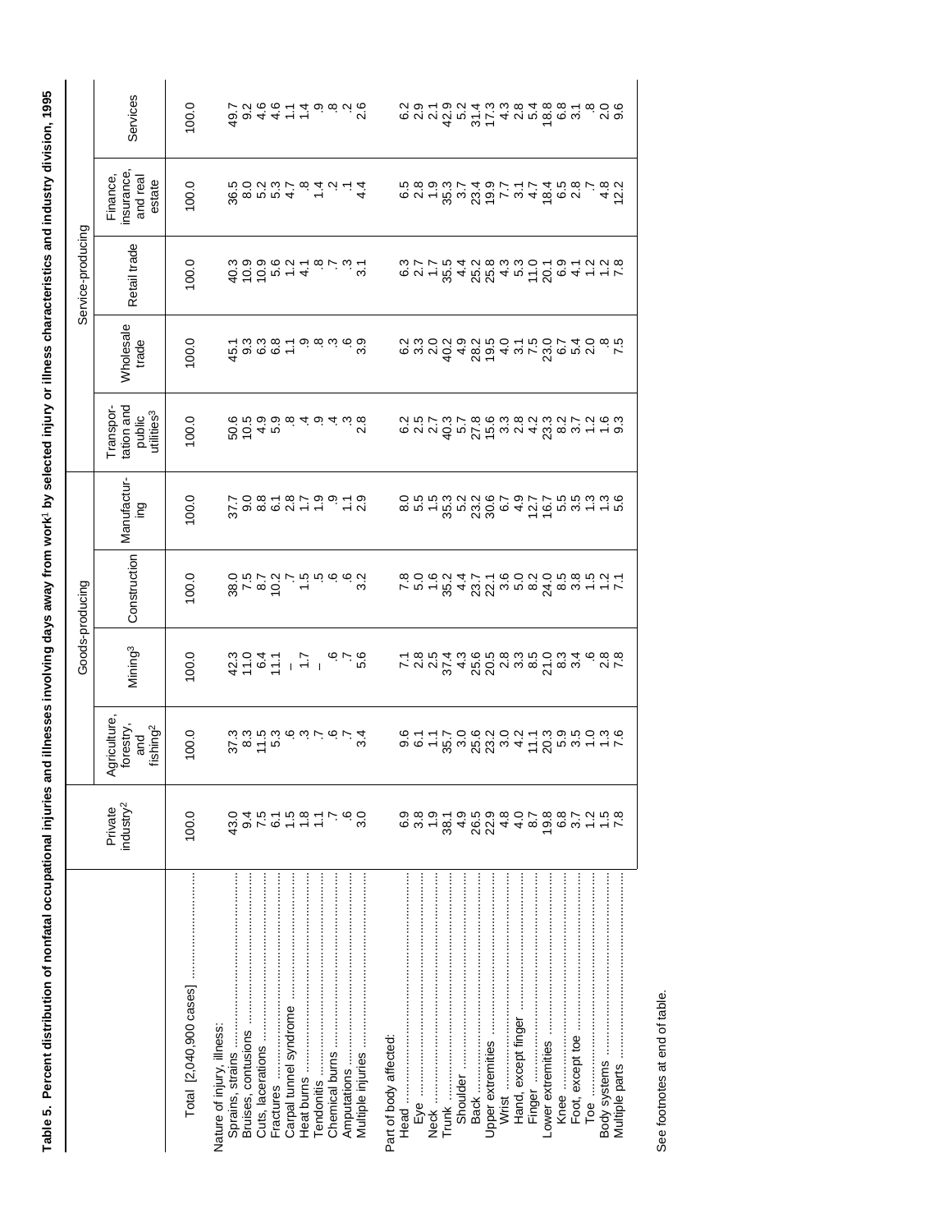**Table 5. Percent distribution of nonfatal occupational injuries and illnesses involving days away from work[1] by selected injury or illness characteristics and industry division, 1995**

| | Private industry[2] | Goods-producing | | | Service-producing | | | | |
|---|---|---|---|---|---|---|---|---|---|
| | | Agriculture, forestry, and fishing[2] | Mining[3] | Construction | Manufacturing | Transportation and public utilities[3] | Wholesale trade | Retail trade | Finance, insurance, and real estate | Services |
| Total [2,040,900 cases] | 100.0 | 100.0 | 100.0 | 100.0 | 100.0 | 100.0 | 100.0 | 100.0 | 100.0 | 100.0 |
| Nature of injury, illness: | | | | | | | | | | |
| Sprains, strains | 43.0 | 37.3 | 42.3 | 38.0 | 37.7 | 50.6 | 45.1 | 40.3 | 36.5 | 49.7 |
| Bruises, contusions | 9.4 | 8.3 | 11.0 | 7.5 | 9.0 | 10.5 | 9.3 | 10.9 | 8.0 | 9.2 |
| Cuts, lacerations | 7.5 | 11.5 | 6.4 | 8.7 | 8.8 | 4.9 | 6.3 | 10.9 | 5.2 | 4.6 |
| Fractures | 6.1 | 5.3 | 11.1 | 10.2 | 6.1 | 5.9 | 6.8 | 5.6 | 5.3 | 4.6 |
| Carpal tunnel syndrome | 1.5 | .6 | – | .7 | 2.8 | .8 | 1.1 | 1.2 | 4.7 | 1.1 |
| Heat burns | 1.8 | .3 | 1.7 | 1.5 | 1.7 | .4 | .9 | 4.1 | .8 | 1.4 |
| Tendonitis | 1.1 | .7 | – | .5 | 1.9 | .9 | .8 | .8 | 1.4 | .9 |
| Chemical burns | .7 | .6 | .6 | .6 | .9 | .4 | .3 | .7 | .2 | .8 |
| Amputations | .6 | .7 | .7 | .6 | 1.1 | .3 | .6 | .3 | .1 | .2 |
| Multiple injuries | 3.0 | 3.4 | 5.6 | 3.2 | 2.9 | 2.8 | 3.9 | 3.1 | 4.4 | 2.6 |
| Part of body affected: | | | | | | | | | | |
| Head | 6.9 | 9.6 | 7.1 | 7.8 | 8.0 | 6.2 | 6.2 | 6.3 | 6.5 | 6.2 |
| Eye | 3.8 | 6.1 | 2.8 | 5.0 | 5.5 | 2.5 | 3.3 | 2.7 | 2.8 | 2.9 |
| Neck | 1.9 | 1.1 | 2.5 | 1.6 | 1.5 | 2.7 | 2.0 | 1.7 | 1.9 | 2.1 |
| Trunk | 38.1 | 35.7 | 37.4 | 35.2 | 35.3 | 40.3 | 40.2 | 35.5 | 35.3 | 42.9 |
| Shoulder | 4.9 | 3.0 | 4.3 | 4.4 | 5.2 | 5.7 | 4.9 | 4.4 | 3.7 | 5.2 |
| Back | 26.5 | 25.6 | 25.6 | 23.7 | 23.2 | 27.8 | 28.2 | 25.2 | 23.4 | 31.4 |
| Upper extremities | 22.9 | 23.2 | 20.5 | 22.1 | 30.6 | 15.6 | 19.5 | 25.8 | 19.9 | 17.3 |
| Wrist | 4.8 | 3.0 | 2.8 | 3.6 | 6.7 | 3.3 | 4.0 | 4.3 | 7.7 | 4.3 |
| Hand, except finger | 4.0 | 4.2 | 3.3 | 5.0 | 4.9 | 2.8 | 3.1 | 5.3 | 3.1 | 2.8 |
| Finger | 8.7 | 11.1 | 8.5 | 8.2 | 12.7 | 4.2 | 7.5 | 11.0 | 4.7 | 5.4 |
| Lower extremities | 19.8 | 20.3 | 21.0 | 24.0 | 16.7 | 23.3 | 23.0 | 20.1 | 18.4 | 18.8 |
| Knee | 6.8 | 5.9 | 8.3 | 8.5 | 5.5 | 8.2 | 6.7 | 6.9 | 6.5 | 6.8 |
| Foot, except toe | 3.7 | 3.5 | 3.4 | 3.8 | 3.5 | 3.7 | 5.4 | 4.1 | 2.8 | 3.1 |
| Toe | 1.2 | 1.0 | .6 | 1.5 | 1.3 | 1.2 | 2.0 | 1.2 | .7 | .8 |
| Body systems | 1.5 | 1.3 | 2.8 | 1.2 | 1.3 | 1.6 | .8 | 1.2 | 4.8 | 2.0 |
| Multiple parts | 7.8 | 7.6 | 7.8 | 7.1 | 5.6 | 9.3 | 7.5 | 7.8 | 12.2 | 9.6 |

See footnotes at end of table.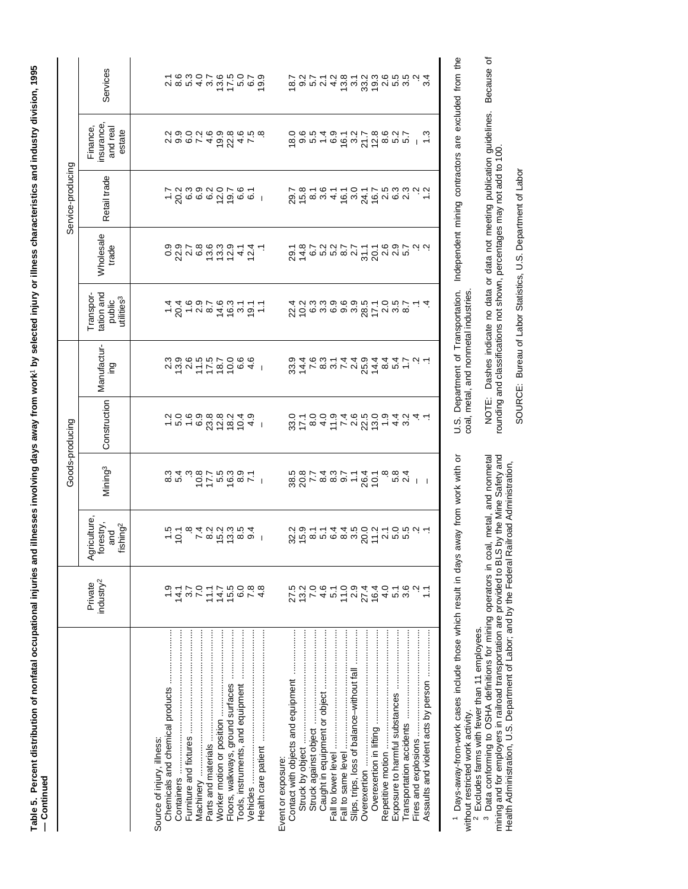**Table 5. Percent distribution of nonfatal occupational injuries and illnesses involving days away from work[1] by selected injury or illness characteristics and industry division, 1995 — Continued**

| Characteristic | Private industry[2] | Goods-producing | | | | Service-producing | | | | |
|---|---|---|---|---|---|---|---|---|---|---|
| | | Agriculture, forestry, and fishing[2] | Mining[3] | Construction | Manufacturing | Transportation and public utilities[3] | Wholesale trade | Retail trade | Finance, insurance, and real estate | Services |
| Source of injury, illness: | | | | | | | | | | |
| Chemicals and chemical products | 1.9 | 1.5 | 8.3 | 1.2 | 2.3 | 1.4 | 0.9 | 1.7 | 2.2 | 2.1 |
| Containers | 14.1 | 10.1 | 5.4 | 5.0 | 13.9 | 20.4 | 22.9 | 20.2 | 9.9 | 8.6 |
| Furniture and fixtures | 3.7 | .8 | .3 | 1.6 | 2.6 | 1.6 | 2.7 | 6.3 | 6.0 | 5.3 |
| Machinery | 7.0 | 7.4 | 10.8 | 6.9 | 11.5 | 2.9 | 6.8 | 6.9 | 7.2 | 4.0 |
| Parts and materials | 11.1 | 8.2 | 17.7 | 23.8 | 17.5 | 8.7 | 13.6 | 6.2 | 4.6 | 3.7 |
| Worker motion or position | 14.7 | 15.2 | 5.5 | 12.8 | 18.7 | 14.6 | 13.3 | 12.0 | 19.9 | 13.6 |
| Floors, walkways, ground surfaces | 15.5 | 13.3 | 16.3 | 18.2 | 10.0 | 16.3 | 12.9 | 19.7 | 22.8 | 17.5 |
| Tools, instruments, and equipment | 6.0 | 8.5 | 8.9 | 10.4 | 6.6 | 3.1 | 4.1 | 6.6 | 4.6 | 5.0 |
| Vehicles | 7.8 | 9.4 | 7.1 | 4.9 | 4.6 | 19.1 | 12.4 | 6.1 | 7.5 | 6.7 |
| Health care patient | 4.8 | – | – | – | – | 1.1 | .1 | – | .8 | 19.9 |
| Event or exposure: | | | | | | | | | | |
| Contact with objects and equipment | 27.5 | 32.2 | 38.5 | 33.0 | 33.9 | 22.4 | 29.1 | 29.7 | 18.0 | 18.7 |
| Struck by object | 13.2 | 15.9 | 20.8 | 17.1 | 14.4 | 10.2 | 14.8 | 15.8 | 9.6 | 9.2 |
| Struck against object | 7.0 | 8.1 | 7.7 | 8.0 | 7.6 | 6.3 | 6.7 | 8.1 | 5.5 | 5.7 |
| Caught in equipment or object | 4.6 | 5.1 | 8.4 | 4.0 | 8.3 | 3.3 | 5.2 | 3.6 | 1.4 | 2.1 |
| Fall to lower level | 5.1 | 6.4 | 8.3 | 11.9 | 3.1 | 6.9 | 5.2 | 4.1 | 6.9 | 4.2 |
| Fall to same level | 11.0 | 8.4 | 9.7 | 7.4 | 7.4 | 9.6 | 8.7 | 16.1 | 16.1 | 13.8 |
| Slips, trips, loss of balance–without fall | 2.9 | 3.5 | 1.1 | 2.6 | 2.4 | 3.9 | 2.7 | 3.0 | 3.2 | 3.1 |
| Overexertion | 27.4 | 20.0 | 26.4 | 22.5 | 25.9 | 28.5 | 31.1 | 24.1 | 21.7 | 33.2 |
| Overexertion in lifting | 16.4 | 11.2 | 10.1 | 13.0 | 14.4 | 17.1 | 20.1 | 16.7 | 12.8 | 19.3 |
| Repetitive motion | 4.0 | 2.1 | .8 | 1.9 | 8.4 | 2.0 | 2.6 | 2.5 | 8.6 | 2.6 |
| Exposure to harmful substances | 5.1 | 5.0 | 5.8 | 4.4 | 5.4 | 3.5 | 2.9 | 6.3 | 5.2 | 5.5 |
| Transportation accidents | 3.6 | 5.5 | 2.4 | 3.2 | 1.7 | 8.7 | 5.7 | 2.3 | 5.7 | 3.5 |
| Fires and explosions | .2 | .2 | – | .4 | .2 | .1 | .2 | .2 | – | .2 |
| Assaults and violent acts by person | 1.1 | .1 | – | .1 | .1 | .4 | .2 | 1.2 | 1.3 | 3.4 |

[1] Days-away-from-work cases include those which result in days away from work with or without restricted work activity.

[2] Excludes farms with fewer than 11 employees.

[3] Data conforming to OSHA definitions for mining operators in coal, metal, and nonmetal mining and for employers in railroad transportation are provided to BLS by the Mine Safety and Health Administration, U.S. Department of Labor; and by the Federal Railroad Administration, U.S. Department of Transportation. Independent mining contractors are excluded from the coal, metal, and nonmetal industries.

NOTE: Dashes indicate no data or data not meeting publication guidelines. Because of rounding and classifications not shown, percentages may not add to 100.

SOURCE: Bureau of Labor Statistics, U.S. Department of Labor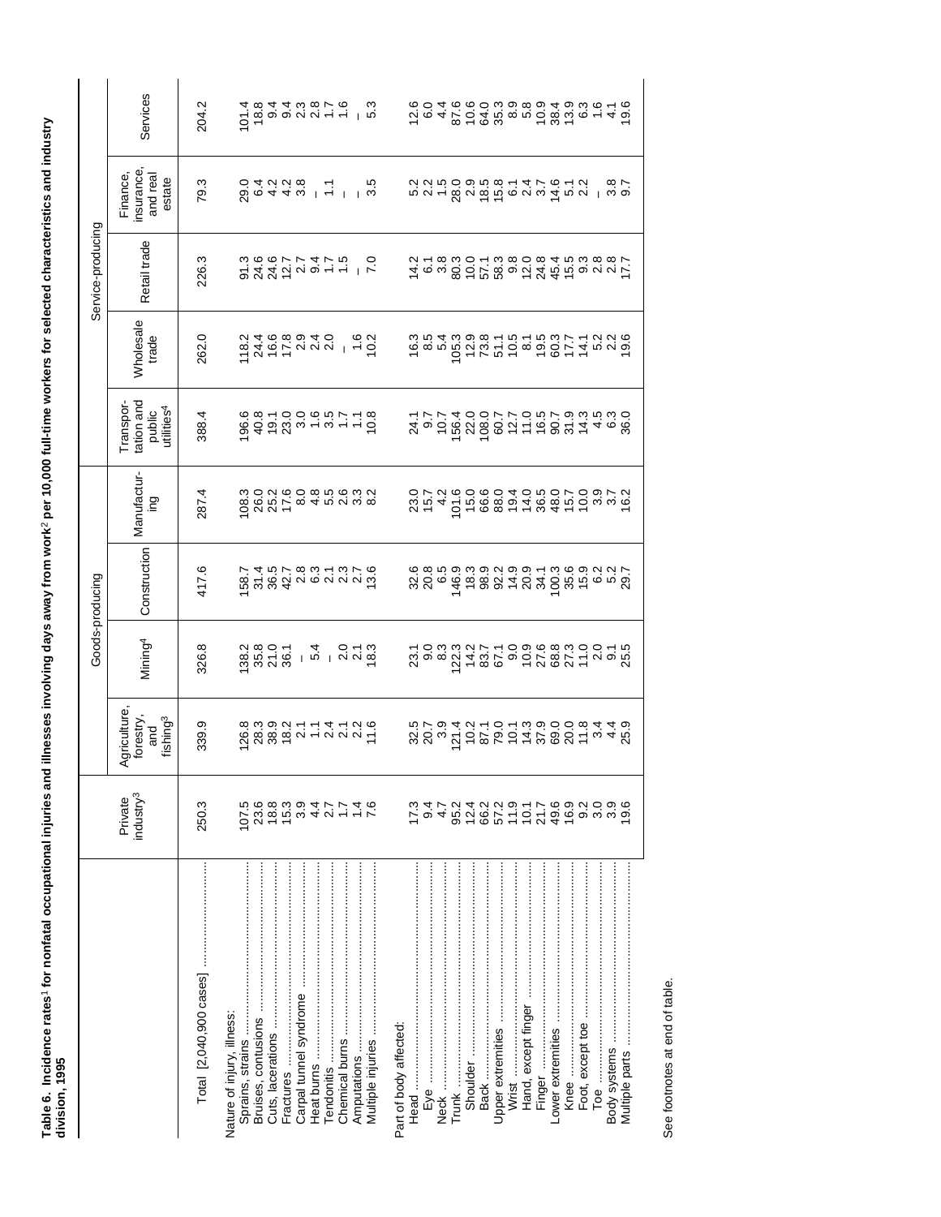**Table 6. Incidence rates[1] for nonfatal occupational injuries and illnesses involving days away from work[2] per 10,000 full-time workers for selected characteristics and industry division, 1995**

| | Private industry[3] | Goods-producing | | | | Service-producing | | | | |
|---|---|---|---|---|---|---|---|---|---|---|
| | | Agriculture, forestry, and fishing[3] | Mining[4] | Construction | Manufacturing | Transportation and public utilities[4] | Wholesale trade | Retail trade | Finance, insurance, and real estate | Services |
| Total [2,040,900 cases] | 250.3 | 339.9 | 326.8 | 417.6 | 287.4 | 388.4 | 262.0 | 226.3 | 79.3 | 204.2 |
| Nature of injury, illness: | | | | | | | | | | |
| Sprains, strains | 107.5 | 126.8 | 138.2 | 158.7 | 108.3 | 196.6 | 118.2 | 91.3 | 29.0 | 101.4 |
| Bruises, contusions | 23.6 | 28.3 | 35.8 | 31.4 | 26.0 | 40.8 | 24.4 | 24.6 | 6.4 | 18.8 |
| Cuts, lacerations | 18.8 | 38.9 | 21.0 | 36.5 | 25.2 | 19.1 | 16.6 | 24.6 | 4.2 | 9.4 |
| Fractures | 15.3 | 18.2 | 36.1 | 42.7 | 17.6 | 23.0 | 17.8 | 12.7 | 4.2 | 9.4 |
| Carpal tunnel syndrome | 3.9 | 2.1 | – | 2.8 | 8.0 | 3.0 | 2.9 | 2.7 | 3.8 | 2.3 |
| Heat burns | 4.4 | 1.1 | 5.4 | 6.3 | 4.8 | 1.6 | 2.4 | 9.4 | – | 2.8 |
| Tendonitis | 2.7 | 2.4 | – | 2.1 | 5.5 | 3.5 | 2.0 | 1.7 | 1.1 | 1.7 |
| Chemical burns | 1.7 | 2.1 | 2.0 | 2.3 | 2.6 | 1.7 | – | 1.5 | – | 1.6 |
| Amputations | 1.4 | 2.2 | 2.1 | 2.7 | 3.3 | 1.1 | 1.6 | – | – | – |
| Multiple injuries | 7.6 | 11.6 | 18.3 | 13.6 | 8.2 | 10.8 | 10.2 | 7.0 | 3.5 | 5.3 |
| Part of body affected: | | | | | | | | | | |
| Head | 17.3 | 32.5 | 23.1 | 32.6 | 23.0 | 24.1 | 16.3 | 14.2 | 5.2 | 12.6 |
| Eye | 9.4 | 20.7 | 9.0 | 20.8 | 15.7 | 9.7 | 8.5 | 6.1 | 2.2 | 6.0 |
| Neck | 4.7 | 3.9 | 8.3 | 6.5 | 4.2 | 10.7 | 5.4 | 3.8 | 1.5 | 4.4 |
| Trunk | 95.2 | 121.4 | 122.3 | 146.9 | 101.6 | 156.4 | 105.3 | 80.3 | 28.0 | 87.6 |
| Shoulder | 12.4 | 10.2 | 14.2 | 18.3 | 15.0 | 22.0 | 12.9 | 10.0 | 2.9 | 10.6 |
| Back | 66.2 | 87.1 | 83.7 | 98.9 | 66.6 | 108.0 | 73.8 | 57.1 | 18.5 | 64.0 |
| Upper extremities | 57.2 | 79.0 | 67.1 | 92.2 | 88.0 | 60.7 | 51.1 | 58.3 | 15.8 | 35.3 |
| Wrist | 11.9 | 10.1 | 9.0 | 14.9 | 19.4 | 12.7 | 10.5 | 9.8 | 6.1 | 8.9 |
| Hand, except finger | 10.1 | 14.3 | 10.9 | 20.9 | 14.0 | 11.0 | 8.1 | 12.0 | 2.4 | 5.8 |
| Finger | 21.7 | 37.9 | 27.6 | 34.1 | 36.5 | 16.5 | 19.5 | 24.8 | 3.7 | 10.9 |
| Lower extremities | 49.6 | 69.0 | 68.8 | 100.3 | 48.0 | 90.7 | 60.3 | 45.4 | 14.6 | 38.4 |
| Knee | 16.9 | 20.0 | 27.3 | 35.6 | 15.7 | 31.9 | 17.7 | 15.5 | 5.1 | 13.9 |
| Foot, except toe | 9.2 | 11.8 | 11.0 | 15.9 | 10.0 | 14.3 | 14.1 | 9.3 | 2.2 | 6.3 |
| Toe | 3.0 | 3.4 | 2.0 | 6.2 | 3.9 | 4.5 | 5.2 | 2.8 | – | 1.6 |
| Body systems | 3.9 | 4.4 | 9.1 | 5.2 | 3.7 | 6.3 | 2.2 | 2.8 | 3.8 | 4.1 |
| Multiple parts | 19.6 | 25.9 | 25.5 | 29.7 | 16.2 | 36.0 | 19.6 | 17.7 | 9.7 | 19.6 |

See footnotes at end of table.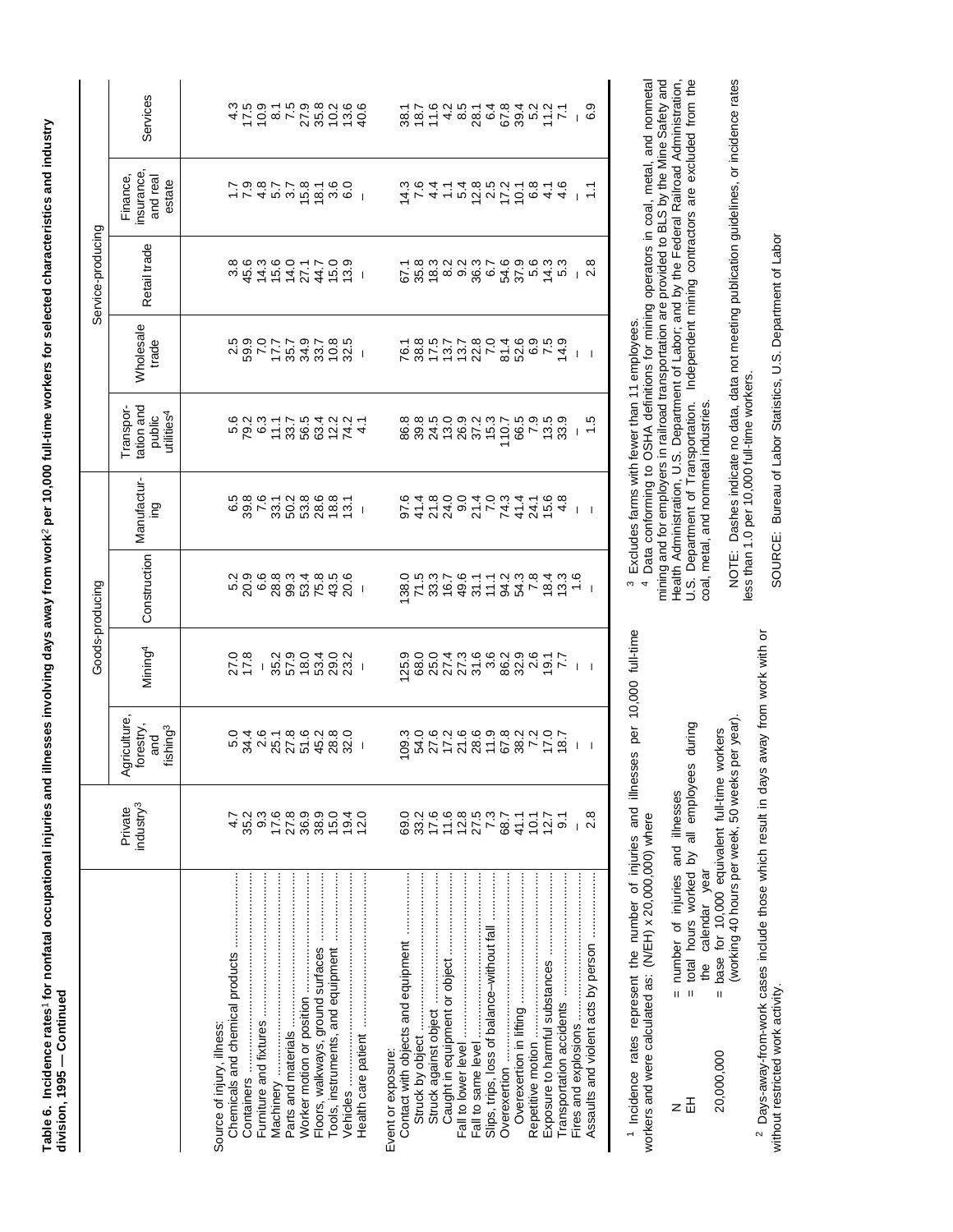**Table 6. Incidence rates[1] for nonfatal occupational injuries and illnesses involving days away from work[2] per 10,000 full-time workers for selected characteristics and industry division, 1995 — Continued**

| | Private industry[3] | Goods-producing | | | | Service-producing | | | | |
|---|---|---|---|---|---|---|---|---|---|---|
| | | Agriculture, forestry, and fishing[3] | Mining[4] | Construction | Manufacturing | Transportation and public utilities[4] | Wholesale trade | Retail trade | Finance, insurance, and real estate | Services |
| Source of injury, illness: | | | | | | | | | | |
| Chemicals and chemical products | 4.7 | 5.0 | 27.0 | 5.2 | 6.5 | 5.6 | 2.5 | 3.8 | 1.7 | 4.3 |
| Containers | 35.2 | 34.4 | 17.8 | 20.9 | 39.8 | 79.2 | 59.9 | 45.6 | 7.9 | 17.5 |
| Furniture and fixtures | 9.3 | 2.6 | – | 6.6 | 7.6 | 6.3 | 7.0 | 14.3 | 4.8 | 10.9 |
| Machinery | 17.6 | 25.1 | 35.2 | 28.8 | 33.1 | 11.1 | 17.7 | 15.6 | 5.7 | 8.1 |
| Parts and materials | 27.8 | 27.8 | 57.9 | 99.3 | 50.2 | 33.7 | 35.7 | 14.0 | 3.7 | 7.5 |
| Worker motion or position | 36.9 | 51.6 | 18.0 | 53.4 | 53.8 | 56.5 | 34.9 | 27.1 | 15.8 | 27.9 |
| Floors, walkways, ground surfaces | 38.9 | 45.2 | 53.4 | 75.8 | 28.6 | 63.4 | 33.7 | 44.7 | 18.1 | 35.8 |
| Tools, instruments, and equipment | 15.0 | 28.8 | 29.0 | 43.5 | 18.8 | 12.2 | 10.8 | 15.0 | 3.6 | 10.2 |
| Vehicles | 19.4 | 32.0 | 23.2 | 20.6 | 13.1 | 74.2 | 32.5 | 13.9 | 6.0 | 13.6 |
| Health care patient | 12.0 | – | – | – | – | 4.1 | – | – | – | 40.6 |
| Event or exposure: | | | | | | | | | | |
| Contact with objects and equipment | 69.0 | 109.3 | 125.9 | 138.0 | 97.6 | 86.8 | 76.1 | 67.1 | 14.3 | 38.1 |
| Struck by object | 33.2 | 54.0 | 68.0 | 71.5 | 41.4 | 39.8 | 38.8 | 35.8 | 7.6 | 18.7 |
| Struck against object | 17.6 | 27.6 | 25.0 | 33.3 | 21.8 | 24.5 | 17.5 | 18.3 | 4.4 | 11.6 |
| Caught in equipment or object | 11.6 | 17.2 | 27.4 | 16.7 | 24.0 | 13.0 | 13.7 | 8.2 | 1.1 | 4.2 |
| Fall to lower level | 12.8 | 21.6 | 27.3 | 49.6 | 9.0 | 26.9 | 13.7 | 9.2 | 5.4 | 8.5 |
| Fall to same level | 27.5 | 28.6 | 31.6 | 31.1 | 21.4 | 37.2 | 22.8 | 36.3 | 12.8 | 28.1 |
| Slips, trips, loss of balance–without fall | 7.3 | 11.9 | 3.6 | 11.1 | 7.0 | 15.3 | 7.0 | 6.7 | 2.5 | 6.4 |
| Overexertion | 68.7 | 67.8 | 86.2 | 94.2 | 74.3 | 110.7 | 81.4 | 54.6 | 17.2 | 67.8 |
| Overexertion in lifting | 41.1 | 38.2 | 32.9 | 54.3 | 41.4 | 66.5 | 52.6 | 37.9 | 10.1 | 39.4 |
| Repetitive motion | 10.1 | 7.2 | 2.6 | 7.8 | 24.1 | 7.9 | 6.9 | 5.6 | 6.8 | 5.2 |
| Exposure to harmful substances | 12.7 | 17.0 | 19.1 | 18.4 | 15.6 | 13.5 | 7.5 | 14.3 | 4.1 | 11.2 |
| Transportation accidents | 9.1 | 18.7 | 7.7 | 13.3 | 4.8 | 33.9 | 14.9 | 5.3 | 4.6 | 7.1 |
| Fires and explosions | – | – | – | 1.6 | – | – | – | – | – | – |
| Assaults and violent acts by person | 2.8 | – | – | – | – | 1.5 | – | 2.8 | 1.1 | 6.9 |

[1] Incidence rates represent the number of injuries and illnesses per 10,000 full-time workers and were calculated as: (N/EH) x 20,000,000) where

N = number of injuries and illnesses
EH = total hours worked by all employees during the calendar year
20,000,000 = base for 10,000 equivalent full-time workers (working 40 hours per week, 50 weeks per year).

[2] Days-away-from-work cases include those which result in days away from work with or without restricted work activity.

[3] Excludes farms with fewer than 11 employees.

[4] Data conforming to OSHA definitions for mining operators in coal, metal, and nonmetal mining and for employers in railroad transportation are provided to BLS by the Mine Safety and Health Administration, U.S. Department of Labor; and by the Federal Railroad Administration, U.S. Department of Transportation. Independent mining contractors are excluded from the coal, metal, and nonmetal industries.

NOTE: Dashes indicate no data, data not meeting publication guidelines, or incidence rates less than 1.0 per 10,000 full-time workers.

SOURCE: Bureau of Labor Statistics, U.S. Department of Labor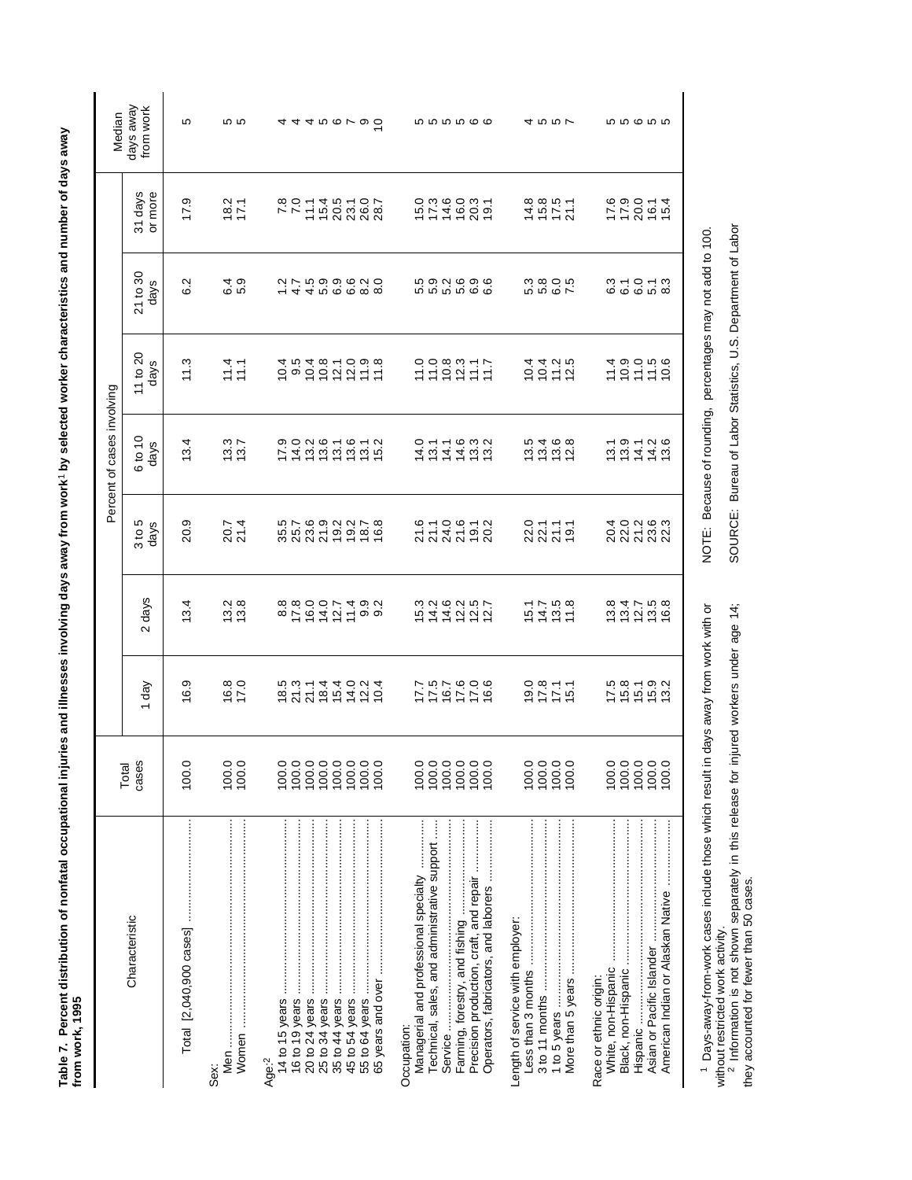**Table 7. Percent distribution of nonfatal occupational injuries and illnesses involving days away from work[1] by selected worker characteristics and number of days away from work, 1995**

| Characteristic | Total cases | Percent of cases involving | | | | | | | Median days away from work |
|---|---|---|---|---|---|---|---|---|---|
| | | 1 day | 2 days | 3 to 5 days | 6 to 10 days | 11 to 20 days | 21 to 30 days | 31 days or more | |
| Total [2,040,900 cases] | 100.0 | 16.9 | 13.4 | 20.9 | 13.4 | 11.3 | 6.2 | 17.9 | 5 |
| Sex: | | | | | | | | | |
| Men | 100.0 | 16.8 | 13.2 | 20.7 | 13.3 | 11.4 | 6.4 | 18.2 | 5 |
| Women | 100.0 | 17.0 | 13.8 | 21.4 | 13.7 | 11.1 | 5.9 | 17.1 | 5 |
| Age:[2] | | | | | | | | | |
| 14 to 15 years | 100.0 | 18.5 | 8.8 | 35.5 | 17.9 | 10.4 | 1.2 | 7.8 | 4 |
| 16 to 19 years | 100.0 | 21.3 | 17.8 | 25.7 | 14.0 | 9.5 | 4.7 | 7.0 | 4 |
| 20 to 24 years | 100.0 | 21.1 | 16.0 | 23.6 | 13.2 | 10.4 | 4.5 | 11.1 | 4 |
| 25 to 34 years | 100.0 | 18.4 | 14.0 | 21.9 | 13.6 | 10.8 | 5.9 | 15.4 | 5 |
| 35 to 44 years | 100.0 | 15.4 | 12.7 | 19.2 | 13.1 | 12.1 | 6.9 | 20.5 | 6 |
| 45 to 54 years | 100.0 | 14.0 | 11.4 | 19.2 | 13.6 | 12.0 | 6.6 | 23.1 | 7 |
| 55 to 64 years | 100.0 | 12.2 | 9.9 | 18.7 | 13.1 | 11.9 | 8.2 | 26.0 | 9 |
| 65 years and over | 100.0 | 10.4 | 9.2 | 16.8 | 15.2 | 11.8 | 8.0 | 28.7 | 10 |
| Occupation: | | | | | | | | | |
| Managerial and professional specialty | 100.0 | 17.7 | 15.3 | 21.6 | 14.0 | 11.0 | 5.5 | 15.0 | 5 |
| Technical, sales, and administrative support | 100.0 | 17.5 | 14.2 | 21.1 | 13.1 | 11.0 | 5.9 | 17.3 | 5 |
| Service | 100.0 | 16.7 | 14.6 | 24.0 | 14.1 | 10.8 | 5.2 | 14.6 | 5 |
| Farming, forestry, and fishing | 100.0 | 17.6 | 12.2 | 21.6 | 14.6 | 12.3 | 5.6 | 16.0 | 5 |
| Precision production, craft, and repair | 100.0 | 17.0 | 12.5 | 19.1 | 13.3 | 11.1 | 6.9 | 20.3 | 6 |
| Operators, fabricators, and laborers | 100.0 | 16.6 | 12.7 | 20.2 | 13.2 | 11.7 | 6.6 | 19.1 | 6 |
| Length of service with employer: | | | | | | | | | |
| Less than 3 months | 100.0 | 19.0 | 15.1 | 22.0 | 13.5 | 10.4 | 5.3 | 14.8 | 4 |
| 3 to 11 months | 100.0 | 17.8 | 14.7 | 22.1 | 13.4 | 10.4 | 5.8 | 15.8 | 5 |
| 1 to 5 years | 100.0 | 17.1 | 13.5 | 21.1 | 13.6 | 11.2 | 6.0 | 17.5 | 5 |
| More than 5 years | 100.0 | 15.1 | 11.8 | 19.1 | 12.8 | 12.5 | 7.5 | 21.1 | 7 |
| Race or ethnic origin: | | | | | | | | | |
| White, non-Hispanic | 100.0 | 17.5 | 13.8 | 20.4 | 13.1 | 11.4 | 6.3 | 17.6 | 5 |
| Black, non-Hispanic | 100.0 | 15.8 | 13.4 | 22.0 | 13.9 | 10.9 | 6.1 | 17.9 | 5 |
| Hispanic | 100.0 | 15.1 | 12.7 | 21.2 | 14.1 | 11.0 | 6.0 | 20.0 | 6 |
| Asian or Pacific Islander | 100.0 | 15.9 | 13.5 | 23.6 | 14.2 | 11.5 | 5.1 | 16.1 | 5 |
| American Indian or Alaskan Native | 100.0 | 13.2 | 16.8 | 22.3 | 13.6 | 10.6 | 8.3 | 15.4 | 5 |

[1] Days-away-from-work cases include those which result in days away from work with or without restricted work activity.

[2] Information is not shown separately in this release for injured workers under age 14; they accounted for fewer than 50 cases.

NOTE: Because of rounding, percentages may not add to 100.

SOURCE: Bureau of Labor Statistics, U.S. Department of Labor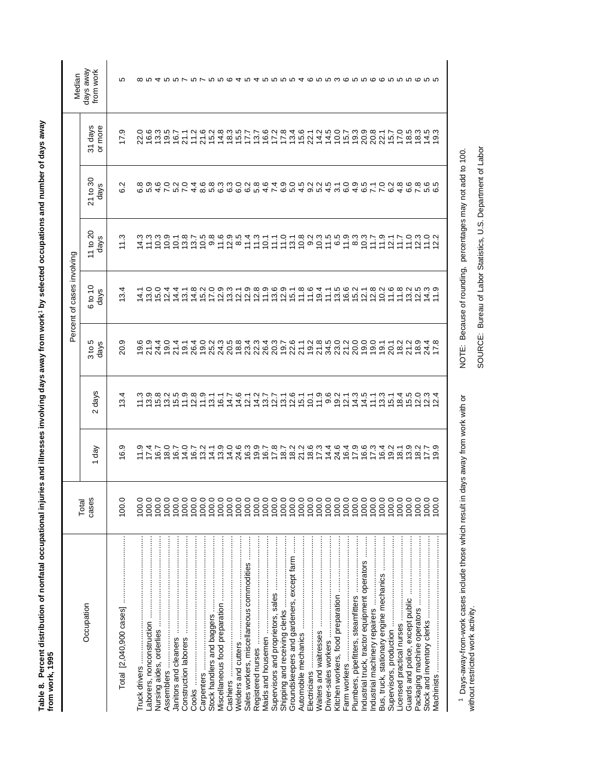**Table 8. Percent distribution of nonfatal occupational injuries and illnesses involving days away from work[1] by selected occupations and number of days away from work, 1995**

| Occupation | Total cases | Percent of cases involving | | | | | | | Median days away from work |
|---|---|---|---|---|---|---|---|---|---|
| | | 1 day | 2 days | 3 to 5 days | 6 to 10 days | 11 to 20 days | 21 to 30 days | 31 days or more | |
| Total [2,040,900 cases] | 100.0 | 16.9 | 13.4 | 20.9 | 13.4 | 11.3 | 6.2 | 17.9 | 5 |
| Truck drivers | 100.0 | 11.9 | 11.3 | 19.6 | 14.1 | 14.3 | 6.8 | 22.0 | 8 |
| Laborers, nonconstruction | 100.0 | 17.4 | 13.9 | 21.9 | 13.0 | 11.3 | 5.9 | 16.6 | 5 |
| Nursing aides, orderlies | 100.0 | 16.7 | 15.8 | 24.4 | 15.0 | 10.3 | 4.6 | 13.3 | 4 |
| Assemblers | 100.0 | 18.0 | 13.2 | 19.0 | 12.4 | 10.9 | 7.0 | 19.5 | 5 |
| Janitors and cleaners | 100.0 | 16.7 | 15.5 | 21.4 | 14.4 | 10.1 | 5.2 | 16.7 | 5 |
| Construction laborers | 100.0 | 14.0 | 11.9 | 19.1 | 13.1 | 13.8 | 7.0 | 21.1 | 7 |
| Cooks | 100.0 | 16.7 | 12.8 | 26.4 | 14.8 | 13.7 | 4.4 | 11.2 | 5 |
| Carpenters | 100.0 | 13.2 | 11.9 | 19.0 | 15.2 | 10.5 | 8.6 | 21.6 | 7 |
| Stock handlers and baggers | 100.0 | 14.1 | 13.1 | 25.2 | 17.0 | 9.8 | 5.8 | 15.2 | 5 |
| Miscellaneous food preparation | 100.0 | 13.9 | 16.1 | 24.3 | 12.9 | 11.6 | 6.3 | 14.8 | 5 |
| Cashiers | 100.0 | 14.0 | 14.7 | 20.5 | 13.3 | 12.9 | 6.3 | 18.3 | 6 |
| Welders and cutters | 100.0 | 24.6 | 14.6 | 18.8 | 12.1 | 8.5 | 6.0 | 15.5 | 4 |
| Sales workers, miscellaneous commodities | 100.0 | 16.3 | 12.1 | 23.4 | 12.9 | 11.4 | 6.2 | 17.7 | 5 |
| Registered nurses | 100.0 | 19.9 | 14.2 | 22.3 | 12.8 | 11.3 | 5.8 | 13.7 | 4 |
| Maids and housemen | 100.0 | 16.7 | 13.7 | 26.4 | 11.9 | 10.1 | 4.6 | 16.6 | 5 |
| Supervisors and proprietors, sales | 100.0 | 17.8 | 12.7 | 20.3 | 13.6 | 11.1 | 7.4 | 17.2 | 5 |
| Shipping and receiving clerks | 100.0 | 18.7 | 13.1 | 19.7 | 12.9 | 11.0 | 6.9 | 17.8 | 5 |
| Groundskeepers and gardeners, except farm | 100.0 | 18.2 | 12.6 | 22.6 | 15.1 | 13.1 | 5.0 | 13.4 | 5 |
| Automobile mechanics | 100.0 | 21.2 | 15.1 | 21.1 | 11.8 | 10.8 | 4.5 | 15.6 | 4 |
| Electricians | 100.0 | 18.6 | 10.1 | 19.2 | 11.6 | 9.2 | 9.2 | 22.1 | 6 |
| Waiters and waitresses | 100.0 | 17.3 | 11.9 | 21.8 | 19.4 | 10.3 | 5.2 | 14.2 | 5 |
| Driver-sales workers | 100.0 | 14.4 | 9.6 | 34.5 | 11.1 | 11.5 | 4.5 | 14.5 | 5 |
| Kitchen workers, food preparation | 100.0 | 24.6 | 19.2 | 23.0 | 13.5 | 6.5 | 3.1 | 10.0 | 3 |
| Farm workers | 100.0 | 16.4 | 12.1 | 21.2 | 16.6 | 11.9 | 6.0 | 15.7 | 6 |
| Plumbers, pipefitters, steamfitters | 100.0 | 17.9 | 14.3 | 20.0 | 15.2 | 8.3 | 4.9 | 19.3 | 5 |
| Industrial truck, tractor equipment operators | 100.0 | 16.6 | 14.5 | 19.0 | 12.1 | 10.3 | 6.5 | 20.9 | 5 |
| Industrial machinery repairers | 100.0 | 17.3 | 11.1 | 19.0 | 12.8 | 11.7 | 7.1 | 20.8 | 6 |
| Bus, truck, stationary engine mechanics | 100.0 | 16.4 | 13.3 | 19.1 | 10.2 | 11.9 | 7.0 | 22.1 | 6 |
| Supervisors, production | 100.0 | 19.2 | 15.1 | 20.1 | 11.6 | 12.1 | 6.2 | 15.7 | 5 |
| Licensed practical nurses | 100.0 | 18.1 | 18.4 | 18.2 | 11.8 | 11.7 | 4.8 | 17.0 | 5 |
| Guards and police, except public | 100.0 | 13.9 | 15.5 | 21.2 | 13.2 | 11.0 | 6.6 | 18.5 | 5 |
| Packaging machine operators | 100.0 | 18.2 | 12.0 | 18.9 | 12.5 | 12.3 | 7.8 | 18.3 | 6 |
| Stock and inventory clerks | 100.0 | 17.7 | 12.3 | 24.4 | 14.3 | 11.0 | 5.6 | 14.5 | 5 |
| Machinists | 100.0 | 19.9 | 12.4 | 17.8 | 11.9 | 12.2 | 6.5 | 19.3 | 5 |

[1] Days-away-from-work cases include those which result in days away from work with or without restricted work activity.

NOTE: Because of rounding, percentages may not add to 100.

SOURCE: Bureau of Labor Statistics, U.S. Department of Labor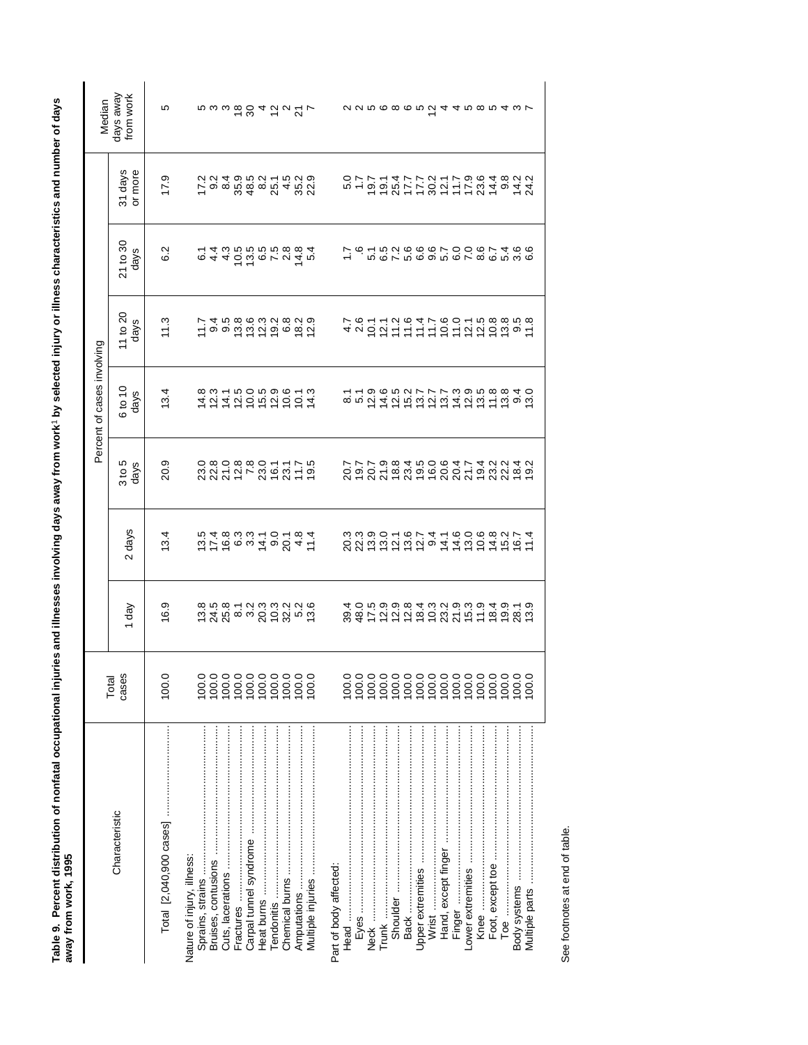**Table 9. Percent distribution of nonfatal occupational injuries and illnesses involving days away from work[1] by selected injury or illness characteristics and number of days away from work, 1995**

| Characteristic | Total cases | Percent of cases involving | | | | | | | Median days away from work |
|---|---|---|---|---|---|---|---|---|---|
| | | 1 day | 2 days | 3 to 5 days | 6 to 10 days | 11 to 20 days | 21 to 30 days | 31 days or more | |
| Total [2,040,900 cases] | 100.0 | 16.9 | 13.4 | 20.9 | 13.4 | 11.3 | 6.2 | 17.9 | 5 |
| Nature of injury, illness: | | | | | | | | | |
| Sprains, strains | 100.0 | 13.8 | 13.5 | 23.0 | 14.8 | 11.7 | 6.1 | 17.2 | 5 |
| Bruises, contusions | 100.0 | 24.5 | 17.4 | 22.8 | 12.3 | 9.4 | 4.4 | 9.2 | 3 |
| Cuts, lacerations | 100.0 | 25.8 | 16.8 | 21.0 | 14.1 | 9.5 | 4.3 | 8.4 | 3 |
| Fractures | 100.0 | 8.1 | 6.3 | 12.8 | 12.5 | 13.8 | 10.5 | 35.9 | 18 |
| Carpal tunnel syndrome | 100.0 | 3.2 | 3.3 | 7.8 | 10.0 | 13.6 | 13.5 | 48.5 | 30 |
| Heat burns | 100.0 | 20.3 | 14.1 | 23.0 | 15.5 | 12.3 | 6.5 | 8.2 | 4 |
| Tendonitis | 100.0 | 10.3 | 9.0 | 16.1 | 12.9 | 19.2 | 7.5 | 25.1 | 12 |
| Chemical burns | 100.0 | 32.2 | 20.1 | 23.1 | 10.6 | 6.8 | 2.8 | 4.5 | 2 |
| Amputations | 100.0 | 5.2 | 4.8 | 11.7 | 10.1 | 18.2 | 14.8 | 35.2 | 21 |
| Multiple injuries | 100.0 | 13.6 | 11.4 | 19.5 | 14.3 | 12.9 | 5.4 | 22.9 | 7 |
| Part of body affected: | | | | | | | | | |
| Head | 100.0 | 39.4 | 20.3 | 20.7 | 8.1 | 4.7 | 1.7 | 5.0 | 2 |
| Eyes | 100.0 | 48.0 | 22.3 | 19.7 | 5.1 | 2.6 | .6 | 1.7 | 2 |
| Neck | 100.0 | 17.5 | 13.9 | 20.7 | 12.9 | 10.1 | 5.1 | 19.7 | 5 |
| Trunk | 100.0 | 12.9 | 13.0 | 21.9 | 14.6 | 12.1 | 6.5 | 19.1 | 6 |
| Shoulder | 100.0 | 12.9 | 12.1 | 18.8 | 12.5 | 11.2 | 7.2 | 25.4 | 8 |
| Back | 100.0 | 12.8 | 13.6 | 23.4 | 15.2 | 11.6 | 5.6 | 17.7 | 6 |
| Upper extremities | 100.0 | 18.4 | 12.7 | 19.5 | 13.7 | 11.4 | 6.6 | 17.7 | 5 |
| Wrist | 100.0 | 10.3 | 9.4 | 16.0 | 12.7 | 11.7 | 9.6 | 30.2 | 12 |
| Hand, except finger | 100.0 | 23.2 | 14.1 | 20.6 | 13.7 | 10.6 | 5.7 | 12.1 | 4 |
| Finger | 100.0 | 21.9 | 14.6 | 20.4 | 14.3 | 11.0 | 6.0 | 11.7 | 4 |
| Lower extremities | 100.0 | 15.3 | 13.0 | 21.7 | 12.9 | 12.1 | 7.0 | 17.9 | 5 |
| Knee | 100.0 | 11.9 | 10.6 | 19.4 | 13.5 | 12.5 | 8.6 | 23.6 | 8 |
| Foot, except toe | 100.0 | 18.4 | 14.8 | 23.2 | 11.8 | 10.8 | 6.7 | 14.4 | 5 |
| Toe | 100.0 | 19.9 | 15.2 | 22.2 | 13.8 | 13.8 | 5.4 | 9.8 | 4 |
| Body systems | 100.0 | 28.1 | 16.7 | 18.4 | 9.4 | 9.5 | 3.6 | 14.2 | 3 |
| Multiple parts | 100.0 | 13.9 | 11.4 | 19.2 | 13.0 | 11.8 | 6.6 | 24.2 | 7 |

See footnotes at end of table.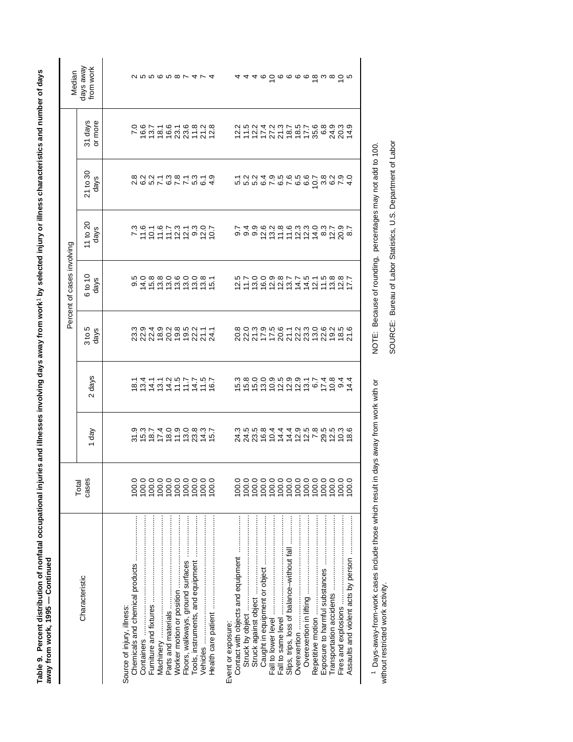**Table 9. Percent distribution of nonfatal occupational injuries and illnesses involving days away from work[1] by selected injury or illness characteristics and number of days away from work, 1995 — Continued**

| Characteristic | Total cases | Percent of cases involving | | | | | | | Median days away from work |
|---|---|---|---|---|---|---|---|---|---|
| | | 1 day | 2 days | 3 to 5 days | 6 to 10 days | 11 to 20 days | 21 to 30 days | 31 days or more | |
| Source of injury, illness: | | | | | | | | | |
| Chemicals and chemical products | 100.0 | 31.9 | 18.1 | 23.3 | 9.5 | 7.3 | 2.8 | 7.0 | 2 |
| Containers | 100.0 | 15.3 | 13.4 | 22.9 | 14.0 | 11.6 | 6.2 | 16.6 | 5 |
| Furniture and fixtures | 100.0 | 18.7 | 14.1 | 22.4 | 15.8 | 10.1 | 5.2 | 13.7 | 5 |
| Machinery | 100.0 | 17.4 | 13.1 | 18.9 | 13.8 | 11.6 | 7.1 | 18.1 | 6 |
| Parts and materials | 100.0 | 18.0 | 14.2 | 20.2 | 13.0 | 11.7 | 6.3 | 16.6 | 5 |
| Worker motion or position | 100.0 | 11.9 | 11.5 | 19.8 | 13.6 | 12.3 | 7.8 | 23.1 | 8 |
| Floors, walkways, ground surfaces | 100.0 | 13.0 | 11.7 | 19.5 | 13.0 | 12.1 | 7.1 | 23.6 | 7 |
| Tools, instruments, and equipment | 100.0 | 23.8 | 14.7 | 22.2 | 13.0 | 9.3 | 5.3 | 11.8 | 4 |
| Vehicles | 100.0 | 14.3 | 11.5 | 21.1 | 13.8 | 12.0 | 6.1 | 21.2 | 7 |
| Health care patient | 100.0 | 15.7 | 16.7 | 24.1 | 15.1 | 10.7 | 4.9 | 12.8 | 4 |
| Event or exposure: | | | | | | | | | |
| Contact with objects and equipment | 100.0 | 24.3 | 15.3 | 20.8 | 12.5 | 9.7 | 5.1 | 12.2 | 4 |
| Struck by object | 100.0 | 24.5 | 15.8 | 22.0 | 11.7 | 9.4 | 5.2 | 11.5 | 4 |
| Struck against object | 100.0 | 23.5 | 15.0 | 21.3 | 13.0 | 9.9 | 5.2 | 12.2 | 4 |
| Caught in equipment or object | 100.0 | 16.8 | 13.0 | 17.9 | 16.0 | 12.6 | 6.4 | 17.4 | 6 |
| Fall to lower level | 100.0 | 10.4 | 10.9 | 17.5 | 12.9 | 13.2 | 7.9 | 27.2 | 10 |
| Fall to same level | 100.0 | 14.4 | 12.5 | 20.6 | 12.8 | 11.8 | 6.5 | 21.3 | 6 |
| Slips, trips, loss of balance–without fall | 100.0 | 14.4 | 12.9 | 21.1 | 13.7 | 11.6 | 7.6 | 18.7 | 6 |
| Overexertion | 100.0 | 12.9 | 12.9 | 22.2 | 14.7 | 12.3 | 6.5 | 18.5 | 6 |
| Overexertion in lifting | 100.0 | 12.5 | 13.1 | 23.3 | 14.5 | 12.3 | 6.6 | 17.7 | 6 |
| Repetitive motion | 100.0 | 7.8 | 6.7 | 13.0 | 12.1 | 14.0 | 10.7 | 35.6 | 18 |
| Exposure to harmful substances | 100.0 | 29.5 | 17.4 | 22.6 | 11.5 | 8.3 | 3.8 | 6.8 | 3 |
| Transportation accidents | 100.0 | 12.5 | 10.8 | 19.2 | 13.8 | 12.7 | 6.2 | 24.9 | 8 |
| Fires and explosions | 100.0 | 10.3 | 9.4 | 18.5 | 12.8 | 20.9 | 7.9 | 20.3 | 10 |
| Assaults and violent acts by person | 100.0 | 18.6 | 14.4 | 21.6 | 17.7 | 8.7 | 4.0 | 14.9 | 5 |

[1] Days-away-from-work cases include those which result in days away from work with or without restricted work activity.

NOTE: Because of rounding, percentages may not add to 100.

SOURCE: Bureau of Labor Statistics, U.S. Department of Labor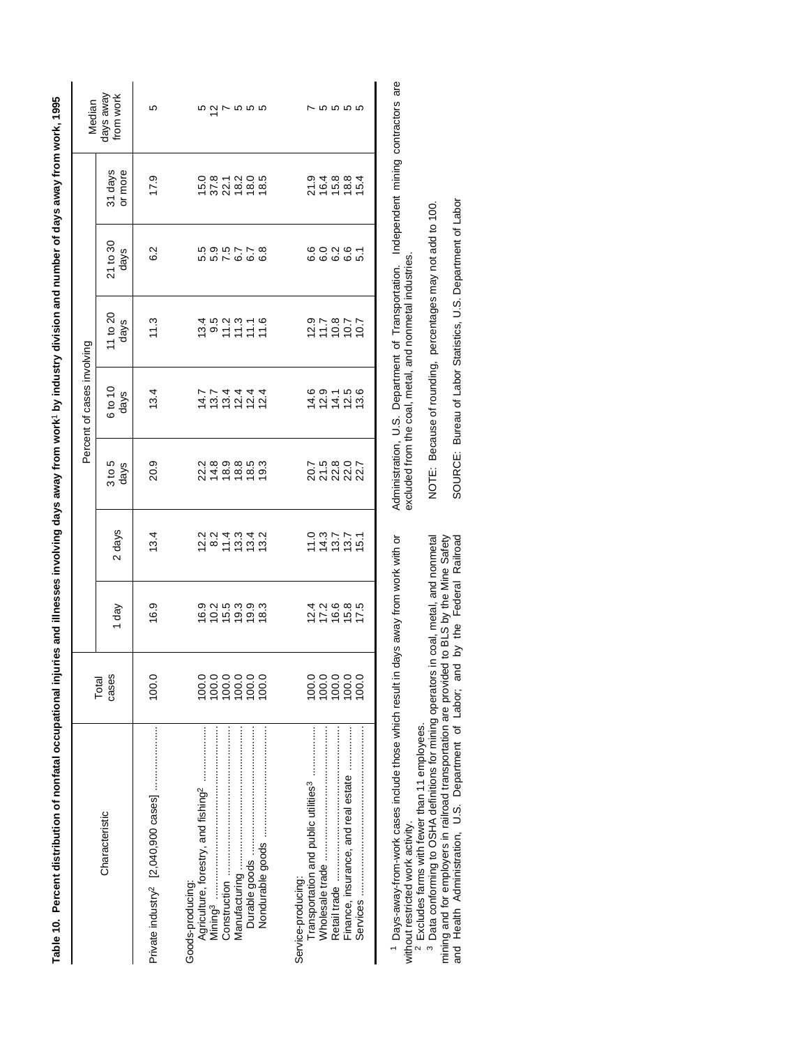**Table 10. Percent distribution of nonfatal occupational injuries and illnesses involving days away from work[1] by industry division and number of days away from work, 1995**

| Characteristic | Total cases | Percent of cases involving | | | | | | | Median days away from work |
|---|---|---|---|---|---|---|---|---|---|
| | | 1 day | 2 days | 3 to 5 days | 6 to 10 days | 11 to 20 days | 21 to 30 days | 31 days or more | |
| Private industry[2] [2,040,900 cases] | 100.0 | 16.9 | 13.4 | 20.9 | 13.4 | 11.3 | 6.2 | 17.9 | 5 |
| Goods-producing: | | | | | | | | | |
| Agriculture, forestry, and fishing[2] | 100.0 | 16.9 | 12.2 | 22.2 | 14.7 | 13.4 | 5.5 | 15.0 | 5 |
| Mining[3] | 100.0 | 10.2 | 8.2 | 14.8 | 13.7 | 9.5 | 5.9 | 37.8 | 12 |
| Construction | 100.0 | 15.5 | 11.4 | 18.9 | 13.4 | 11.2 | 7.5 | 22.1 | 7 |
| Manufacturing | 100.0 | 19.3 | 13.3 | 18.8 | 12.4 | 11.3 | 6.7 | 18.2 | 5 |
| Durable goods | 100.0 | 19.9 | 13.4 | 18.5 | 12.4 | 11.1 | 6.7 | 18.0 | 5 |
| Nondurable goods | 100.0 | 18.3 | 13.2 | 19.3 | 12.4 | 11.6 | 6.8 | 18.5 | 5 |
| Service-producing: | | | | | | | | | |
| Transportation and public utilities[3] | 100.0 | 12.4 | 11.0 | 20.7 | 14.6 | 12.9 | 6.6 | 21.9 | 7 |
| Wholesale trade | 100.0 | 17.2 | 14.3 | 21.5 | 12.9 | 11.7 | 6.0 | 16.4 | 5 |
| Retail trade | 100.0 | 16.6 | 13.7 | 22.8 | 14.1 | 10.8 | 6.2 | 15.8 | 5 |
| Finance, insurance, and real estate | 100.0 | 15.8 | 13.7 | 22.0 | 12.5 | 10.7 | 6.6 | 18.8 | 5 |
| Services | 100.0 | 17.5 | 15.1 | 22.7 | 13.6 | 10.7 | 5.1 | 15.4 | 5 |

[1] Days-away-from-work cases include those which result in days away from work with or without restricted work activity.

[2] Excludes farms with fewer than 11 employees.

[3] Data conforming to OSHA definitions for mining operators in coal, metal, and nonmetal mining and for employers in railroad transportation are provided to BLS by the Mine Safety and Health Administration, U.S. Department of Labor; and by the Federal Railroad Administration, U.S. Department of Transportation. Independent mining contractors are excluded from the coal, metal, and nonmetal industries.

NOTE: Because of rounding, percentages may not add to 100.

SOURCE: Bureau of Labor Statistics, U.S. Department of Labor